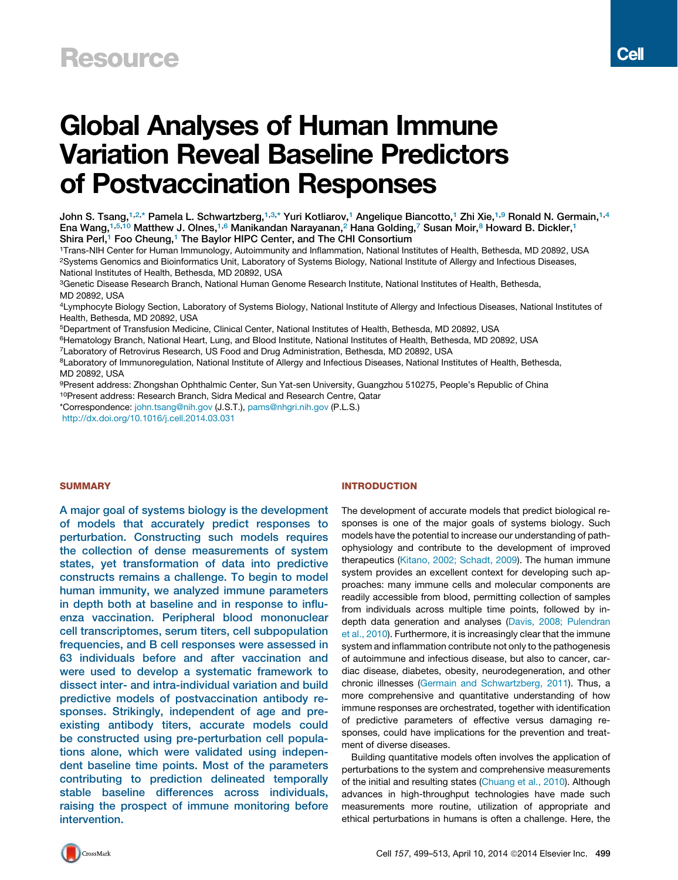Resource

# Global Analyses of Human Immune Variation Reveal Baseline Predictors of Postvaccination Responses

John S. Tsang,[1,2,*] Pamela L. Schwartzberg,[1,3,*] Yuri Kotliarov,[1] Angelique Biancotto,[1] Zhi Xie,[1,9] Ronald N. Germain,[1,4] Ena Wang,[1,5,10] Matthew J. Olnes,[1,6] Manikandan Narayanan,[2] Hana Golding,[7] Susan Moir,[8] Howard B. Dickler,[1] Shira Perl,[1] Foo Cheung,[1] The Baylor HIPC Center, and The CHI Consortium

[1]Trans-NIH Center for Human Immunology, Autoimmunity and Inflammation, National Institutes of Health, Bethesda, MD 20892, USA
[2]Systems Genomics and Bioinformatics Unit, Laboratory of Systems Biology, National Institute of Allergy and Infectious Diseases, National Institutes of Health, Bethesda, MD 20892, USA
[3]Genetic Disease Research Branch, National Human Genome Research Institute, National Institutes of Health, Bethesda, MD 20892, USA
[4]Lymphocyte Biology Section, Laboratory of Systems Biology, National Institute of Allergy and Infectious Diseases, National Institutes of Health, Bethesda, MD 20892, USA
[5]Department of Transfusion Medicine, Clinical Center, National Institutes of Health, Bethesda, MD 20892, USA
[6]Hematology Branch, National Heart, Lung, and Blood Institute, National Institutes of Health, Bethesda, MD 20892, USA
[7]Laboratory of Retrovirus Research, US Food and Drug Administration, Bethesda, MD 20892, USA
[8]Laboratory of Immunoregulation, National Institute of Allergy and Infectious Diseases, National Institutes of Health, Bethesda, MD 20892, USA
[9]Present address: Zhongshan Ophthalmic Center, Sun Yat-sen University, Guangzhou 510275, People's Republic of China
[10]Present address: Research Branch, Sidra Medical and Research Centre, Qatar
*Correspondence: john.tsang@nih.gov (J.S.T.), pams@nhgri.nih.gov (P.L.S.)
http://dx.doi.org/10.1016/j.cell.2014.03.031

## SUMMARY

A major goal of systems biology is the development of models that accurately predict responses to perturbation. Constructing such models requires the collection of dense measurements of system states, yet transformation of data into predictive constructs remains a challenge. To begin to model human immunity, we analyzed immune parameters in depth both at baseline and in response to influenza vaccination. Peripheral blood mononuclear cell transcriptomes, serum titers, cell subpopulation frequencies, and B cell responses were assessed in 63 individuals before and after vaccination and were used to develop a systematic framework to dissect inter- and intra-individual variation and build predictive models of postvaccination antibody responses. Strikingly, independent of age and pre-existing antibody titers, accurate models could be constructed using pre-perturbation cell populations alone, which were validated using independent baseline time points. Most of the parameters contributing to prediction delineated temporally stable baseline differences across individuals, raising the prospect of immune monitoring before intervention.

## INTRODUCTION

The development of accurate models that predict biological responses is one of the major goals of systems biology. Such models have the potential to increase our understanding of pathophysiology and contribute to the development of improved therapeutics (Kitano, 2002; Schadt, 2009). The human immune system provides an excellent context for developing such approaches: many immune cells and molecular components are readily accessible from blood, permitting collection of samples from individuals across multiple time points, followed by in-depth data generation and analyses (Davis, 2008; Pulendran et al., 2010). Furthermore, it is increasingly clear that the immune system and inflammation contribute not only to the pathogenesis of autoimmune and infectious disease, but also to cancer, cardiac disease, diabetes, obesity, neurodegeneration, and other chronic illnesses (Germain and Schwartzberg, 2011). Thus, a more comprehensive and quantitative understanding of how immune responses are orchestrated, together with identification of predictive parameters of effective versus damaging responses, could have implications for the prevention and treatment of diverse diseases.

Building quantitative models often involves the application of perturbations to the system and comprehensive measurements of the initial and resulting states (Chuang et al., 2010). Although advances in high-throughput technologies have made such measurements more routine, utilization of appropriate and ethical perturbations in humans is often a challenge. Here, the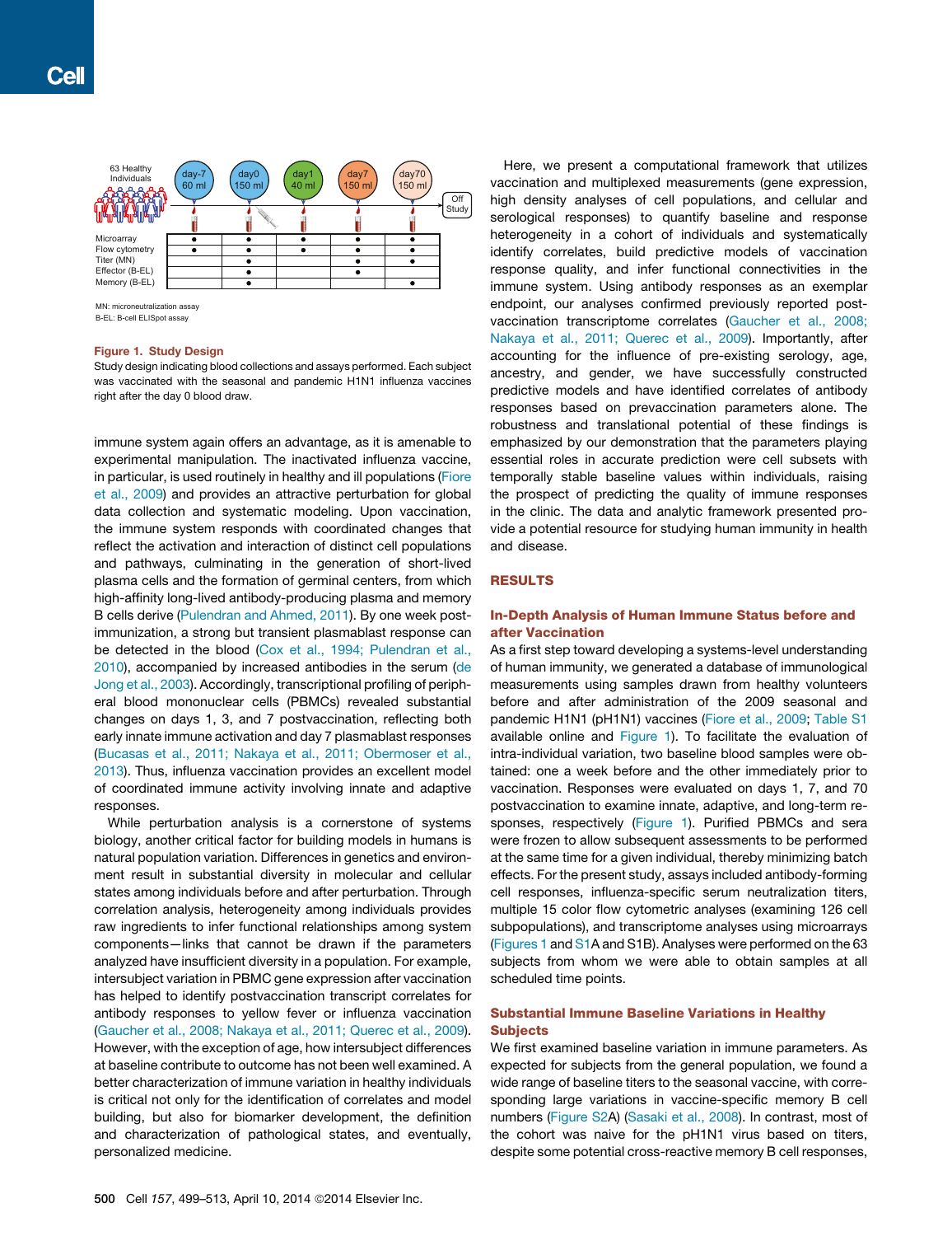| | day-7 60 ml | day0 150 ml | day1 40 ml | day7 150 ml | day70 150 ml |
|---|---|---|---|---|---|
| Microarray | • | • | • | • | • |
| Flow cytometry | • | • | • | • | • |
| Titer (MN) | | • | | • | • |
| Effector (B-EL) | | • | | • | |
| Memory (B-EL) | | • | | | • |

63 Healthy Individuals; Off Study

MN: microneutralization assay
B-EL: B-cell ELISpot assay

**Figure 1. Study Design**
Study design indicating blood collections and assays performed. Each subject was vaccinated with the seasonal and pandemic H1N1 influenza vaccines right after the day 0 blood draw.

immune system again offers an advantage, as it is amenable to experimental manipulation. The inactivated influenza vaccine, in particular, is used routinely in healthy and ill populations (Fiore et al., 2009) and provides an attractive perturbation for global data collection and systematic modeling. Upon vaccination, the immune system responds with coordinated changes that reflect the activation and interaction of distinct cell populations and pathways, culminating in the generation of short-lived plasma cells and the formation of germinal centers, from which high-affinity long-lived antibody-producing plasma and memory B cells derive (Pulendran and Ahmed, 2011). By one week post-immunization, a strong but transient plasmablast response can be detected in the blood (Cox et al., 1994; Pulendran et al., 2010), accompanied by increased antibodies in the serum (de Jong et al., 2003). Accordingly, transcriptional profiling of peripheral blood mononuclear cells (PBMCs) revealed substantial changes on days 1, 3, and 7 postvaccination, reflecting both early innate immune activation and day 7 plasmablast responses (Bucasas et al., 2011; Nakaya et al., 2011; Obermoser et al., 2013). Thus, influenza vaccination provides an excellent model of coordinated immune activity involving innate and adaptive responses.

While perturbation analysis is a cornerstone of systems biology, another critical factor for building models in humans is natural population variation. Differences in genetics and environment result in substantial diversity in molecular and cellular states among individuals before and after perturbation. Through correlation analysis, heterogeneity among individuals provides raw ingredients to infer functional relationships among system components—links that cannot be drawn if the parameters analyzed have insufficient diversity in a population. For example, intersubject variation in PBMC gene expression after vaccination has helped to identify postvaccination transcript correlates for antibody responses to yellow fever or influenza vaccination (Gaucher et al., 2008; Nakaya et al., 2011; Querec et al., 2009). However, with the exception of age, how intersubject differences at baseline contribute to outcome has not been well examined. A better characterization of immune variation in healthy individuals is critical not only for the identification of correlates and model building, but also for biomarker development, the definition and characterization of pathological states, and eventually, personalized medicine.

Here, we present a computational framework that utilizes vaccination and multiplexed measurements (gene expression, high density analyses of cell populations, and cellular and serological responses) to quantify baseline and response heterogeneity in a cohort of individuals and systematically identify correlates, build predictive models of vaccination response quality, and infer functional connectivities in the immune system. Using antibody responses as an exemplar endpoint, our analyses confirmed previously reported post-vaccination transcriptome correlates (Gaucher et al., 2008; Nakaya et al., 2011; Querec et al., 2009). Importantly, after accounting for the influence of pre-existing serology, age, ancestry, and gender, we have successfully constructed predictive models and have identified correlates of antibody responses based on prevaccination parameters alone. The robustness and translational potential of these findings is emphasized by our demonstration that the parameters playing essential roles in accurate prediction were cell subsets with temporally stable baseline values within individuals, raising the prospect of predicting the quality of immune responses in the clinic. The data and analytic framework presented provide a potential resource for studying human immunity in health and disease.

## RESULTS

### In-Depth Analysis of Human Immune Status before and after Vaccination

As a first step toward developing a systems-level understanding of human immunity, we generated a database of immunological measurements using samples drawn from healthy volunteers before and after administration of the 2009 seasonal and pandemic H1N1 (pH1N1) vaccines (Fiore et al., 2009; Table S1 available online and Figure 1). To facilitate the evaluation of intra-individual variation, two baseline blood samples were obtained: one a week before and the other immediately prior to vaccination. Responses were evaluated on days 1, 7, and 70 postvaccination to examine innate, adaptive, and long-term responses, respectively (Figure 1). Purified PBMCs and sera were frozen to allow subsequent assessments to be performed at the same time for a given individual, thereby minimizing batch effects. For the present study, assays included antibody-forming cell responses, influenza-specific serum neutralization titers, multiple 15 color flow cytometric analyses (examining 126 cell subpopulations), and transcriptome analyses using microarrays (Figures 1 and S1A and S1B). Analyses were performed on the 63 subjects from whom we were able to obtain samples at all scheduled time points.

### Substantial Immune Baseline Variations in Healthy Subjects

We first examined baseline variation in immune parameters. As expected for subjects from the general population, we found a wide range of baseline titers to the seasonal vaccine, with corresponding large variations in vaccine-specific memory B cell numbers (Figure S2A) (Sasaki et al., 2008). In contrast, most of the cohort was naive for the pH1N1 virus based on titers, despite some potential cross-reactive memory B cell responses,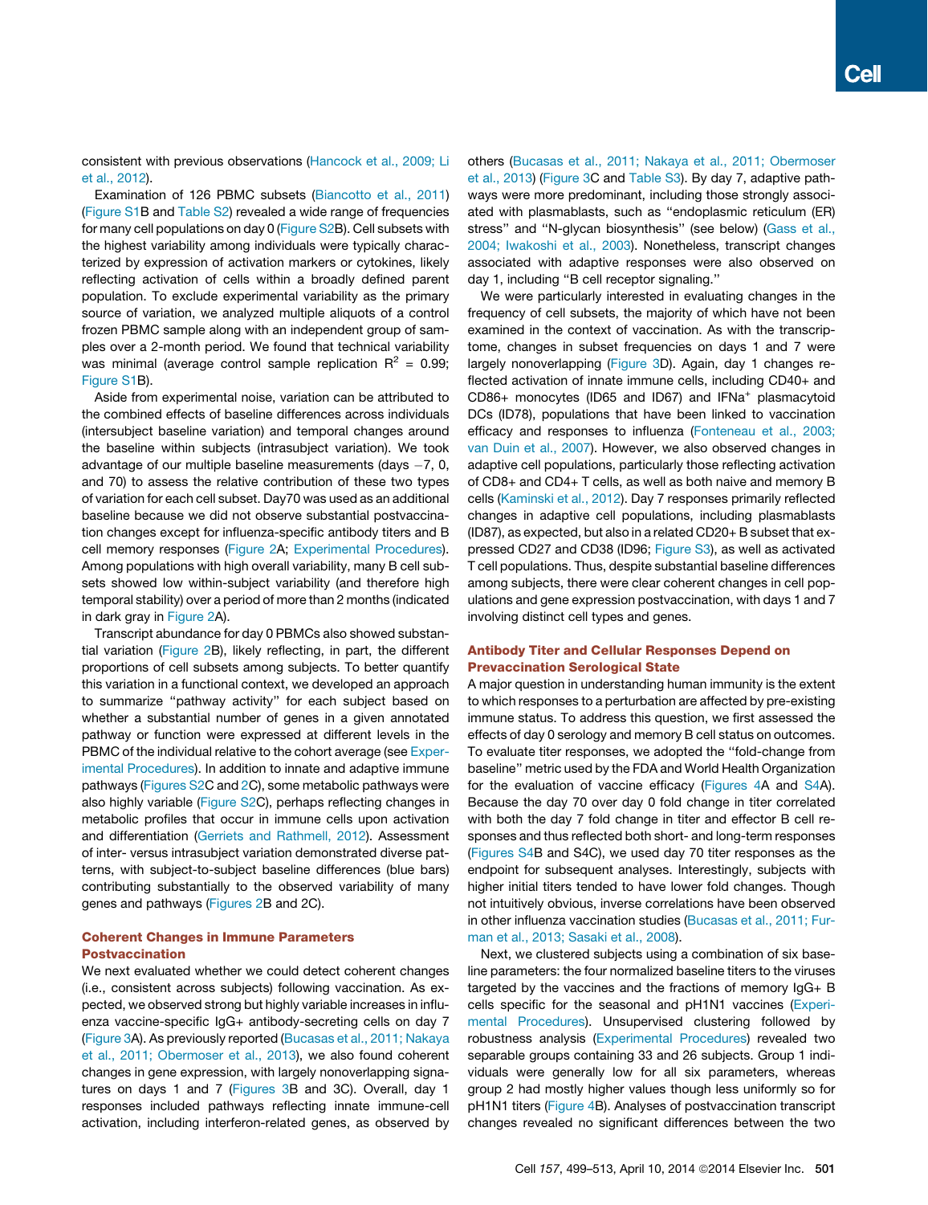consistent with previous observations (Hancock et al., 2009; Li et al., 2012).

Examination of 126 PBMC subsets (Biancotto et al., 2011) (Figure S1B and Table S2) revealed a wide range of frequencies for many cell populations on day 0 (Figure S2B). Cell subsets with the highest variability among individuals were typically characterized by expression of activation markers or cytokines, likely reflecting activation of cells within a broadly defined parent population. To exclude experimental variability as the primary source of variation, we analyzed multiple aliquots of a control frozen PBMC sample along with an independent group of samples over a 2-month period. We found that technical variability was minimal (average control sample replication $R^2$ = 0.99; Figure S1B).

Aside from experimental noise, variation can be attributed to the combined effects of baseline differences across individuals (intersubject baseline variation) and temporal changes around the baseline within subjects (intrasubject variation). We took advantage of our multiple baseline measurements (days −7, 0, and 70) to assess the relative contribution of these two types of variation for each cell subset. Day70 was used as an additional baseline because we did not observe substantial postvaccination changes except for influenza-specific antibody titers and B cell memory responses (Figure 2A; Experimental Procedures). Among populations with high overall variability, many B cell subsets showed low within-subject variability (and therefore high temporal stability) over a period of more than 2 months (indicated in dark gray in Figure 2A).

Transcript abundance for day 0 PBMCs also showed substantial variation (Figure 2B), likely reflecting, in part, the different proportions of cell subsets among subjects. To better quantify this variation in a functional context, we developed an approach to summarize "pathway activity" for each subject based on whether a substantial number of genes in a given annotated pathway or function were expressed at different levels in the PBMC of the individual relative to the cohort average (see Experimental Procedures). In addition to innate and adaptive immune pathways (Figures S2C and 2C), some metabolic pathways were also highly variable (Figure S2C), perhaps reflecting changes in metabolic profiles that occur in immune cells upon activation and differentiation (Gerriets and Rathmell, 2012). Assessment of inter- versus intrasubject variation demonstrated diverse patterns, with subject-to-subject baseline differences (blue bars) contributing substantially to the observed variability of many genes and pathways (Figures 2B and 2C).

## Coherent Changes in Immune Parameters Postvaccination

We next evaluated whether we could detect coherent changes (i.e., consistent across subjects) following vaccination. As expected, we observed strong but highly variable increases in influenza vaccine-specific IgG+ antibody-secreting cells on day 7 (Figure 3A). As previously reported (Bucasas et al., 2011; Nakaya et al., 2011; Obermoser et al., 2013), we also found coherent changes in gene expression, with largely nonoverlapping signatures on days 1 and 7 (Figures 3B and 3C). Overall, day 1 responses included pathways reflecting innate immune-cell activation, including interferon-related genes, as observed by others (Bucasas et al., 2011; Nakaya et al., 2011; Obermoser et al., 2013) (Figure 3C and Table S3). By day 7, adaptive pathways were more predominant, including those strongly associated with plasmablasts, such as "endoplasmic reticulum (ER) stress" and "N-glycan biosynthesis" (see below) (Gass et al., 2004; Iwakoshi et al., 2003). Nonetheless, transcript changes associated with adaptive responses were also observed on day 1, including "B cell receptor signaling."

We were particularly interested in evaluating changes in the frequency of cell subsets, the majority of which have not been examined in the context of vaccination. As with the transcriptome, changes in subset frequencies on days 1 and 7 were largely nonoverlapping (Figure 3D). Again, day 1 changes reflected activation of innate immune cells, including CD40+ and CD86+ monocytes (ID65 and ID67) and IFNa$^{+}$ plasmacytoid DCs (ID78), populations that have been linked to vaccination efficacy and responses to influenza (Fonteneau et al., 2003; van Duin et al., 2007). However, we also observed changes in adaptive cell populations, particularly those reflecting activation of CD8+ and CD4+ T cells, as well as both naive and memory B cells (Kaminski et al., 2012). Day 7 responses primarily reflected changes in adaptive cell populations, including plasmablasts (ID87), as expected, but also in a related CD20+ B subset that expressed CD27 and CD38 (ID96; Figure S3), as well as activated T cell populations. Thus, despite substantial baseline differences among subjects, there were clear coherent changes in cell populations and gene expression postvaccination, with days 1 and 7 involving distinct cell types and genes.

## Antibody Titer and Cellular Responses Depend on Prevaccination Serological State

A major question in understanding human immunity is the extent to which responses to a perturbation are affected by pre-existing immune status. To address this question, we first assessed the effects of day 0 serology and memory B cell status on outcomes. To evaluate titer responses, we adopted the "fold-change from baseline" metric used by the FDA and World Health Organization for the evaluation of vaccine efficacy (Figures 4A and S4A). Because the day 70 over day 0 fold change in titer correlated with both the day 7 fold change in titer and effector B cell responses and thus reflected both short- and long-term responses (Figures S4B and S4C), we used day 70 titer responses as the endpoint for subsequent analyses. Interestingly, subjects with higher initial titers tended to have lower fold changes. Though not intuitively obvious, inverse correlations have been observed in other influenza vaccination studies (Bucasas et al., 2011; Furman et al., 2013; Sasaki et al., 2008).

Next, we clustered subjects using a combination of six baseline parameters: the four normalized baseline titers to the viruses targeted by the vaccines and the fractions of memory IgG+ B cells specific for the seasonal and pH1N1 vaccines (Experimental Procedures). Unsupervised clustering followed by robustness analysis (Experimental Procedures) revealed two separable groups containing 33 and 26 subjects. Group 1 individuals were generally low for all six parameters, whereas group 2 had mostly higher values though less uniformly so for pH1N1 titers (Figure 4B). Analyses of postvaccination transcript changes revealed no significant differences between the two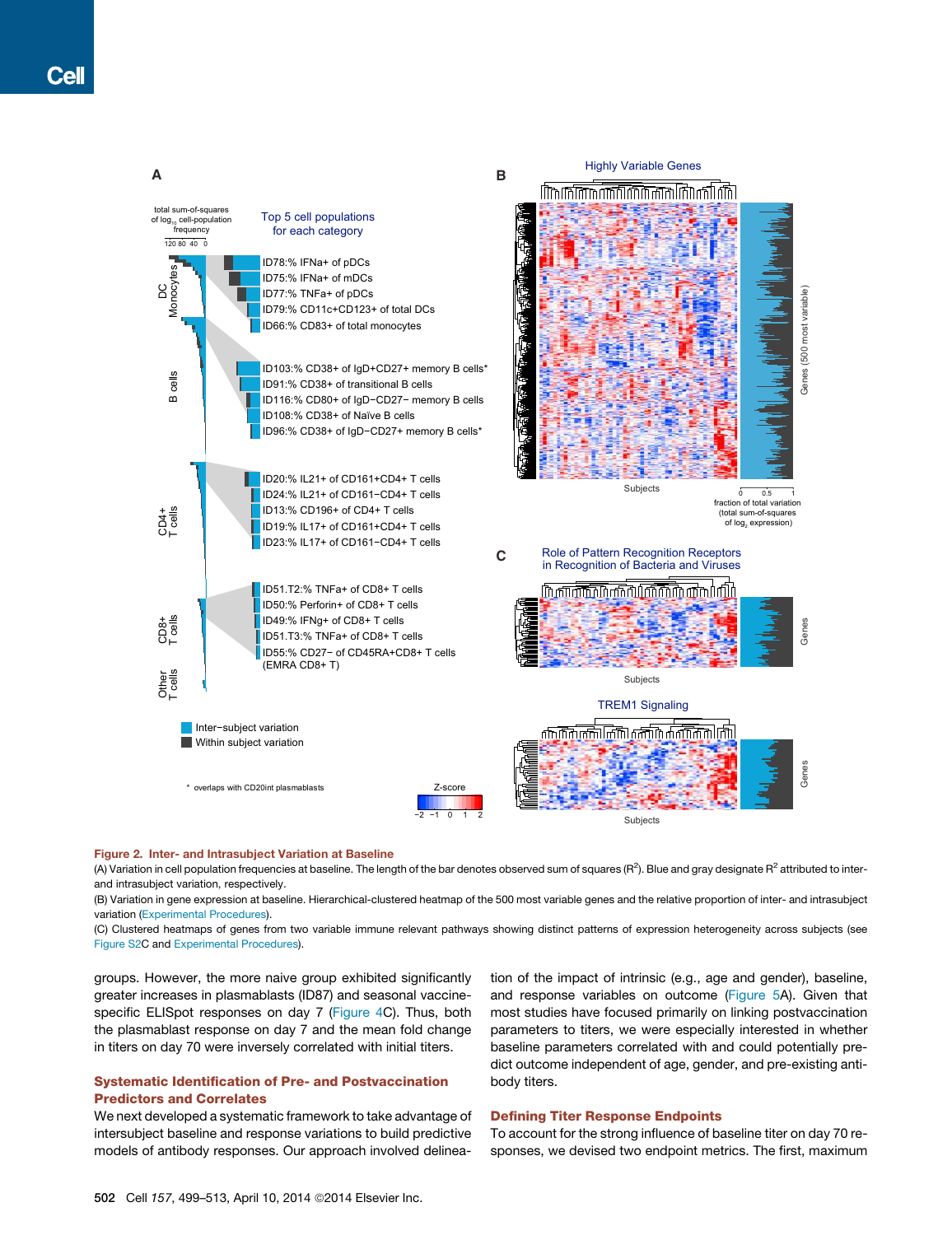**Figure 2. Inter- and Intrasubject Variation at Baseline**

(A) Variation in cell population frequencies at baseline. The length of the bar denotes observed sum of squares ($R^2$). Blue and gray designate $R^2$ attributed to inter- and intrasubject variation, respectively.

(B) Variation in gene expression at baseline. Hierarchical-clustered heatmap of the 500 most variable genes and the relative proportion of inter- and intrasubject variation (Experimental Procedures).

(C) Clustered heatmaps of genes from two variable immune relevant pathways showing distinct patterns of expression heterogeneity across subjects (see Figure S2C and Experimental Procedures).

groups. However, the more naive group exhibited significantly greater increases in plasmablasts (ID87) and seasonal vaccine-specific ELISpot responses on day 7 (Figure 4C). Thus, both the plasmablast response on day 7 and the mean fold change in titers on day 70 were inversely correlated with initial titers.

## Systematic Identification of Pre- and Postvaccination Predictors and Correlates

We next developed a systematic framework to take advantage of intersubject baseline and response variations to build predictive models of antibody responses. Our approach involved delineation of the impact of intrinsic (e.g., age and gender), baseline, and response variables on outcome (Figure 5A). Given that most studies have focused primarily on linking postvaccination parameters to titers, we were especially interested in whether baseline parameters correlated with and could potentially predict outcome independent of age, gender, and pre-existing antibody titers.

## Defining Titer Response Endpoints

To account for the strong influence of baseline titer on day 70 responses, we devised two endpoint metrics. The first, maximum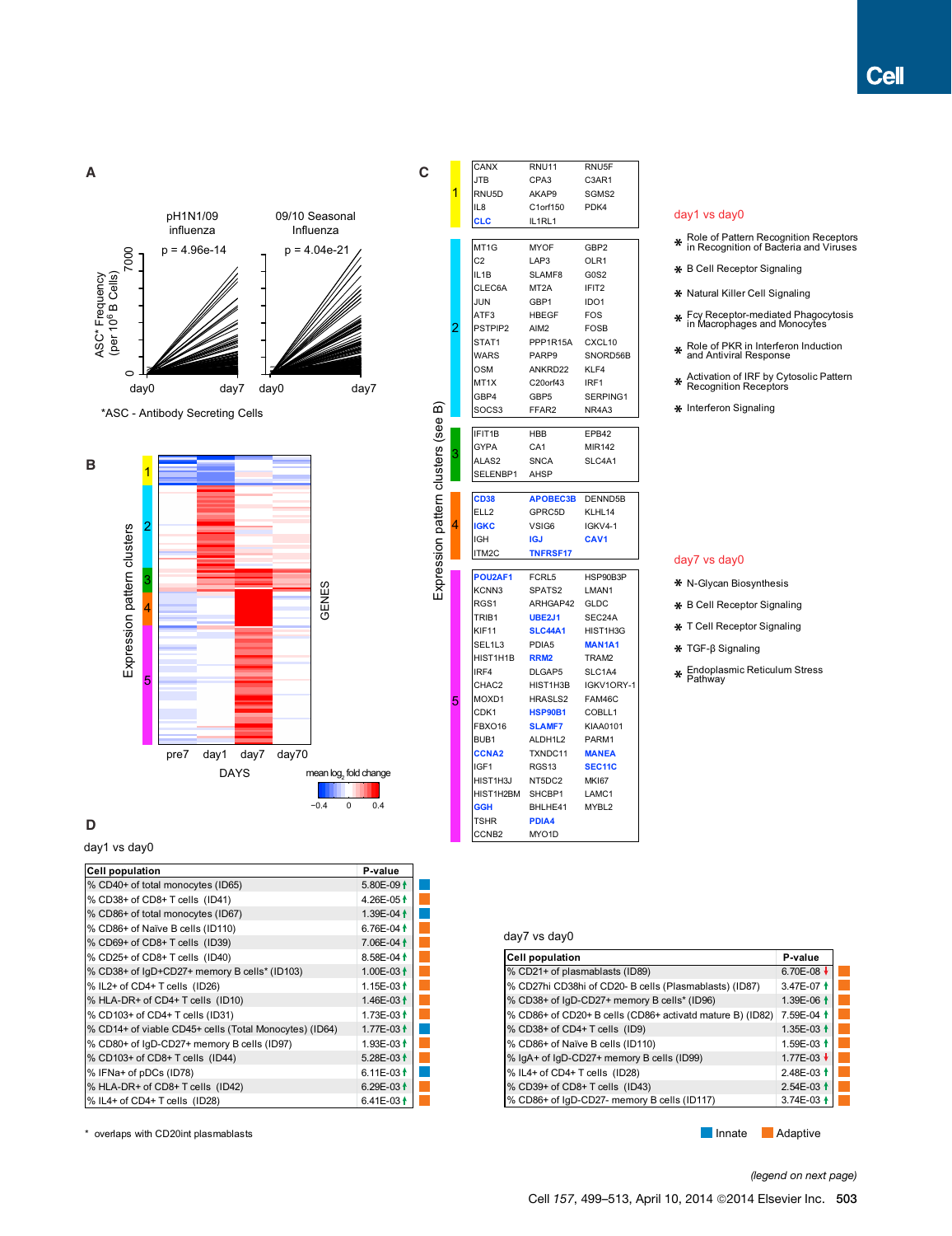**A**

pH1N1/09 influenza — p = 4.96e-14

09/10 Seasonal Influenza — p = 4.04e-21

ASC* Frequency (per $10^6$ B Cells)

day0 day7 day0 day7

*ASC - Antibody Secreting Cells

**B**

Expression pattern clusters 1–5; GENES

pre7 day1 day7 day70

DAYS

mean $\log_2$ fold change (−0.4, 0, 0.4)

**C**

Expression pattern clusters (see B)

| Cluster | | | |
|---|---|---|---|
| 1 | CANX | RNU11 | RNU5F |
| | JTB | CPA3 | C3AR1 |
| | RNU5D | AKAP9 | SGMS2 |
| | IL8 | C1orf150 | PDK4 |
| | CLC | IL1RL1 | |
| 2 | MT1G | MYOF | GBP2 |
| | C2 | LAP3 | OLR1 |
| | IL1B | SLAMF8 | G0S2 |
| | CLEC6A | MT2A | IFIT2 |
| | JUN | GBP1 | IDO1 |
| | ATF3 | HBEGF | FOS |
| | PSTPIP2 | AIM2 | FOSB |
| | STAT1 | PPP1R15A | CXCL10 |
| | WARS | PARP9 | SNORD56B |
| | OSM | ANKRD22 | KLF4 |
| | MT1X | C20orf43 | IRF1 |
| | GBP4 | GBP5 | SERPING1 |
| | SOCS3 | FFAR2 | NR4A3 |
| 3 | IFIT1B | HBB | EPB42 |
| | GYPA | CA1 | MIR142 |
| | ALAS2 | SNCA | SLC4A1 |
| | SELENBP1 | AHSP | |
| 4 | CD38 | APOBEC3B | DENND5B |
| | ELL2 | GPRC5D | KLHL14 |
| | IGKC | VSIG6 | IGKV4-1 |
| | IGH | IGJ | CAV1 |
| | ITM2C | TNFRSF17 | |
| 5 | POU2AF1 | FCRL5 | HSP90B3P |
| | KCNN3 | SPATS2 | LMAN1 |
| | RGS1 | ARHGAP42 | GLDC |
| | TRIB1 | UBE2J1 | SEC24A |
| | KIF11 | SLC44A1 | HIST1H3G |
| | SEL1L3 | PDIA5 | MAN1A1 |
| | HIST1H1B | RRM2 | TRAM2 |
| | IRF4 | DLGAP5 | SLC1A4 |
| | CHAC2 | HIST1H3B | IGKV1ORY-1 |
| | MOXD1 | HRASLS2 | FAM46C |
| | CDK1 | HSP90B1 | COBLL1 |
| | FBXO16 | SLAMF7 | KIAA0101 |
| | BUB1 | ALDH1L2 | PARM1 |
| | CCNA2 | TXNDC11 | MANEA |
| | IGF1 | RGS13 | SEC11C |
| | HIST1H3J | NT5DC2 | MKI67 |
| | HIST1H2BM | SHCBP1 | LAMC1 |
| | GGH | BHLHE41 | MYBL2 |
| | TSHR | PDIA4 | |
| | CCNB2 | MYO1D | |

day1 vs day0

- * Role of Pattern Recognition Receptors in Recognition of Bacteria and Viruses
- * B Cell Receptor Signaling
- * Natural Killer Cell Signaling
- * Fcγ Receptor-mediated Phagocytosis in Macrophages and Monocytes
- * Role of PKR in Interferon Induction and Antiviral Response
- * Activation of IRF by Cytosolic Pattern Recognition Receptors
- * Interferon Signaling

day7 vs day0

- * N-Glycan Biosynthesis
- * B Cell Receptor Signaling
- * T Cell Receptor Signaling
- * TGF-β Signaling
- * Endoplasmic Reticulum Stress Pathway

**D**

day1 vs day0

| Cell population | P-value | |
|---|---|---|
| % CD40+ of total monocytes (ID65) | 5.80E-09 ↑ | Innate |
| % CD38+ of CD8+ T cells (ID41) | 4.26E-05 ↑ | Adaptive |
| % CD86+ of total monocytes (ID67) | 1.39E-04 ↑ | Innate |
| % CD86+ of Naïve B cells (ID110) | 6.76E-04 ↑ | Adaptive |
| % CD69+ of CD8+ T cells (ID39) | 7.06E-04 ↑ | Adaptive |
| % CD25+ of CD8+ T cells (ID40) | 8.58E-04 ↑ | Adaptive |
| % CD38+ of IgD+CD27+ memory B cells* (ID103) | 1.00E-03 ↑ | Adaptive |
| % IL2+ of CD4+ T cells (ID26) | 1.15E-03 ↑ | Adaptive |
| % HLA-DR+ of CD4+ T cells (ID10) | 1.46E-03 ↑ | Adaptive |
| % CD103+ of CD4+ T cells (ID31) | 1.73E-03 ↑ | Adaptive |
| % CD14+ of viable CD45+ cells (Total Monocytes) (ID64) | 1.77E-03 ↑ | Innate |
| % CD80+ of IgD-CD27+ memory B cells (ID97) | 1.93E-03 ↑ | Adaptive |
| % CD103+ of CD8+ T cells (ID44) | 5.28E-03 ↑ | Adaptive |
| % IFNa+ of pDCs (ID78) | 6.11E-03 ↑ | Innate |
| % HLA-DR+ of CD8+ T cells (ID42) | 6.29E-03 ↑ | Adaptive |
| % IL4+ of CD4+ T cells (ID28) | 6.41E-03 ↑ | Adaptive |

day7 vs day0

| Cell population | P-value | |
|---|---|---|
| % CD21+ of plasmablasts (ID89) | 6.70E-08 ↓ | Adaptive |
| % CD27hi CD38hi of CD20- B cells (Plasmablasts) (ID87) | 3.47E-07 ↑ | Adaptive |
| % CD38+ of IgD-CD27+ memory B cells* (ID96) | 1.39E-06 ↑ | Adaptive |
| % CD86+ of CD20+ B cells (CD86+ activatd mature B) (ID82) | 7.59E-04 ↑ | Adaptive |
| % CD38+ of CD4+ T cells (ID9) | 1.35E-03 ↑ | Adaptive |
| % CD86+ of Naïve B cells (ID110) | 1.59E-03 ↑ | Adaptive |
| % IgA+ of IgD-CD27+ memory B cells (ID99) | 1.77E-03 ↓ | Adaptive |
| % IL4+ of CD4+ T cells (ID28) | 2.48E-03 ↑ | Adaptive |
| % CD39+ of CD8+ T cells (ID43) | 2.54E-03 ↑ | Adaptive |
| % CD86+ of IgD-CD27- memory B cells (ID117) | 3.74E-03 ↑ | Adaptive |

\* overlaps with CD20int plasmablasts

Innate Adaptive

(legend on next page)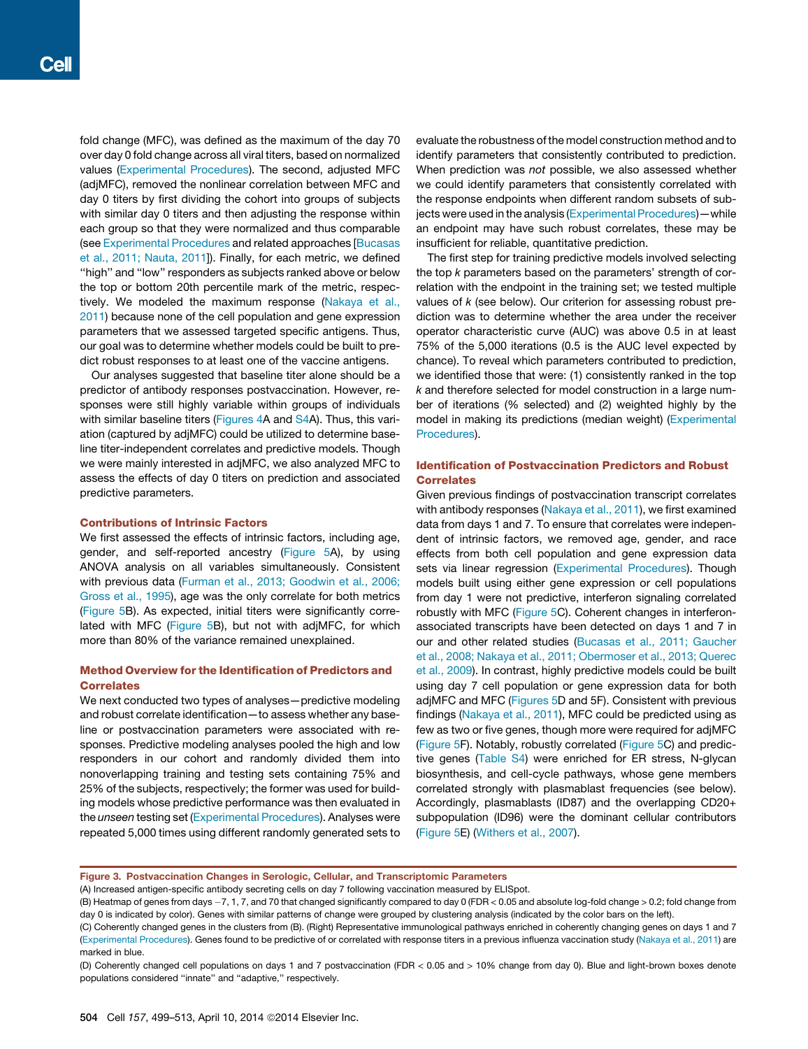fold change (MFC), was defined as the maximum of the day 70 over day 0 fold change across all viral titers, based on normalized values (Experimental Procedures). The second, adjusted MFC (adjMFC), removed the nonlinear correlation between MFC and day 0 titers by first dividing the cohort into groups of subjects with similar day 0 titers and then adjusting the response within each group so that they were normalized and thus comparable (see Experimental Procedures and related approaches [Bucasas et al., 2011; Nauta, 2011]). Finally, for each metric, we defined "high" and "low" responders as subjects ranked above or below the top or bottom 20th percentile mark of the metric, respectively. We modeled the maximum response (Nakaya et al., 2011) because none of the cell population and gene expression parameters that we assessed targeted specific antigens. Thus, our goal was to determine whether models could be built to predict robust responses to at least one of the vaccine antigens.

Our analyses suggested that baseline titer alone should be a predictor of antibody responses postvaccination. However, responses were still highly variable within groups of individuals with similar baseline titers (Figures 4A and S4A). Thus, this variation (captured by adjMFC) could be utilized to determine baseline titer-independent correlates and predictive models. Though we were mainly interested in adjMFC, we also analyzed MFC to assess the effects of day 0 titers on prediction and associated predictive parameters.

## Contributions of Intrinsic Factors

We first assessed the effects of intrinsic factors, including age, gender, and self-reported ancestry (Figure 5A), by using ANOVA analysis on all variables simultaneously. Consistent with previous data (Furman et al., 2013; Goodwin et al., 2006; Gross et al., 1995), age was the only correlate for both metrics (Figure 5B). As expected, initial titers were significantly correlated with MFC (Figure 5B), but not with adjMFC, for which more than 80% of the variance remained unexplained.

## Method Overview for the Identification of Predictors and Correlates

We next conducted two types of analyses—predictive modeling and robust correlate identification—to assess whether any baseline or postvaccination parameters were associated with responses. Predictive modeling analyses pooled the high and low responders in our cohort and randomly divided them into nonoverlapping training and testing sets containing 75% and 25% of the subjects, respectively; the former was used for building models whose predictive performance was then evaluated in the *unseen* testing set (Experimental Procedures). Analyses were repeated 5,000 times using different randomly generated sets to evaluate the robustness of the model construction method and to identify parameters that consistently contributed to prediction. When prediction was *not* possible, we also assessed whether we could identify parameters that consistently correlated with the response endpoints when different random subsets of subjects were used in the analysis (Experimental Procedures)—while an endpoint may have such robust correlates, these may be insufficient for reliable, quantitative prediction.

The first step for training predictive models involved selecting the top *k* parameters based on the parameters' strength of correlation with the endpoint in the training set; we tested multiple values of *k* (see below). Our criterion for assessing robust prediction was to determine whether the area under the receiver operator characteristic curve (AUC) was above 0.5 in at least 75% of the 5,000 iterations (0.5 is the AUC level expected by chance). To reveal which parameters contributed to prediction, we identified those that were: (1) consistently ranked in the top *k* and therefore selected for model construction in a large number of iterations (% selected) and (2) weighted highly by the model in making its predictions (median weight) (Experimental Procedures).

## Identification of Postvaccination Predictors and Robust Correlates

Given previous findings of postvaccination transcript correlates with antibody responses (Nakaya et al., 2011), we first examined data from days 1 and 7. To ensure that correlates were independent of intrinsic factors, we removed age, gender, and race effects from both cell population and gene expression data sets via linear regression (Experimental Procedures). Though models built using either gene expression or cell populations from day 1 were not predictive, interferon signaling correlated robustly with MFC (Figure 5C). Coherent changes in interferon-associated transcripts have been detected on days 1 and 7 in our and other related studies (Bucasas et al., 2011; Gaucher et al., 2008; Nakaya et al., 2011; Obermoser et al., 2013; Querec et al., 2009). In contrast, highly predictive models could be built using day 7 cell population or gene expression data for both adjMFC and MFC (Figures 5D and 5F). Consistent with previous findings (Nakaya et al., 2011), MFC could be predicted using as few as two or five genes, though more were required for adjMFC (Figure 5F). Notably, robustly correlated (Figure 5C) and predictive genes (Table S4) were enriched for ER stress, N-glycan biosynthesis, and cell-cycle pathways, whose gene members correlated strongly with plasmablast frequencies (see below). Accordingly, plasmablasts (ID87) and the overlapping CD20+ subpopulation (ID96) were the dominant cellular contributors (Figure 5E) (Withers et al., 2007).

**Figure 3. Postvaccination Changes in Serologic, Cellular, and Transcriptomic Parameters**

(A) Increased antigen-specific antibody secreting cells on day 7 following vaccination measured by ELISpot.

(B) Heatmap of genes from days −7, 1, 7, and 70 that changed significantly compared to day 0 (FDR < 0.05 and absolute log-fold change > 0.2; fold change from day 0 is indicated by color). Genes with similar patterns of change were grouped by clustering analysis (indicated by the color bars on the left).

(C) Coherently changed genes in the clusters from (B). (Right) Representative immunological pathways enriched in coherently changing genes on days 1 and 7 (Experimental Procedures). Genes found to be predictive of or correlated with response titers in a previous influenza vaccination study (Nakaya et al., 2011) are marked in blue.

(D) Coherently changed cell populations on days 1 and 7 postvaccination (FDR < 0.05 and > 10% change from day 0). Blue and light-brown boxes denote populations considered "innate" and "adaptive," respectively.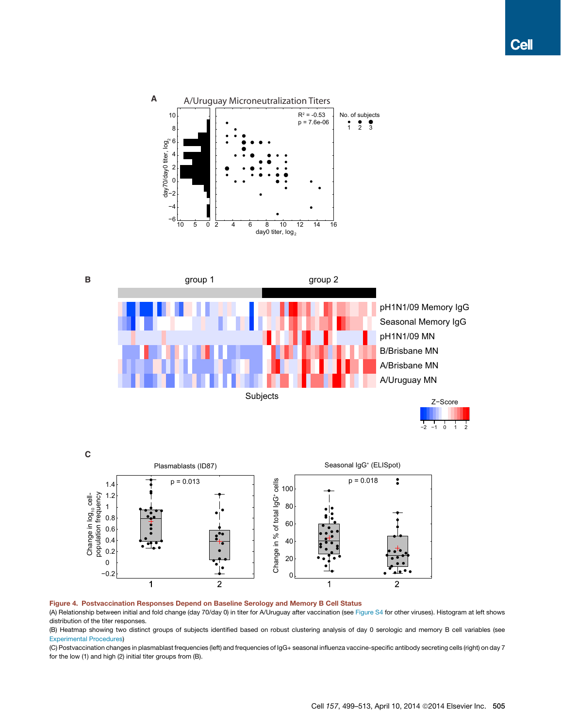**Figure 4. Postvaccination Responses Depend on Baseline Serology and Memory B Cell Status**

(A) Relationship between initial and fold change (day 70/day 0) in titer for A/Uruguay after vaccination (see Figure S4 for other viruses). Histogram at left shows distribution of the titer responses.

(B) Heatmap showing two distinct groups of subjects identified based on robust clustering analysis of day 0 serologic and memory B cell variables (see Experimental Procedures)

(C) Postvaccination changes in plasmablast frequencies (left) and frequencies of IgG+ seasonal influenza vaccine-specific antibody secreting cells (right) on day 7 for the low (1) and high (2) initial titer groups from (B).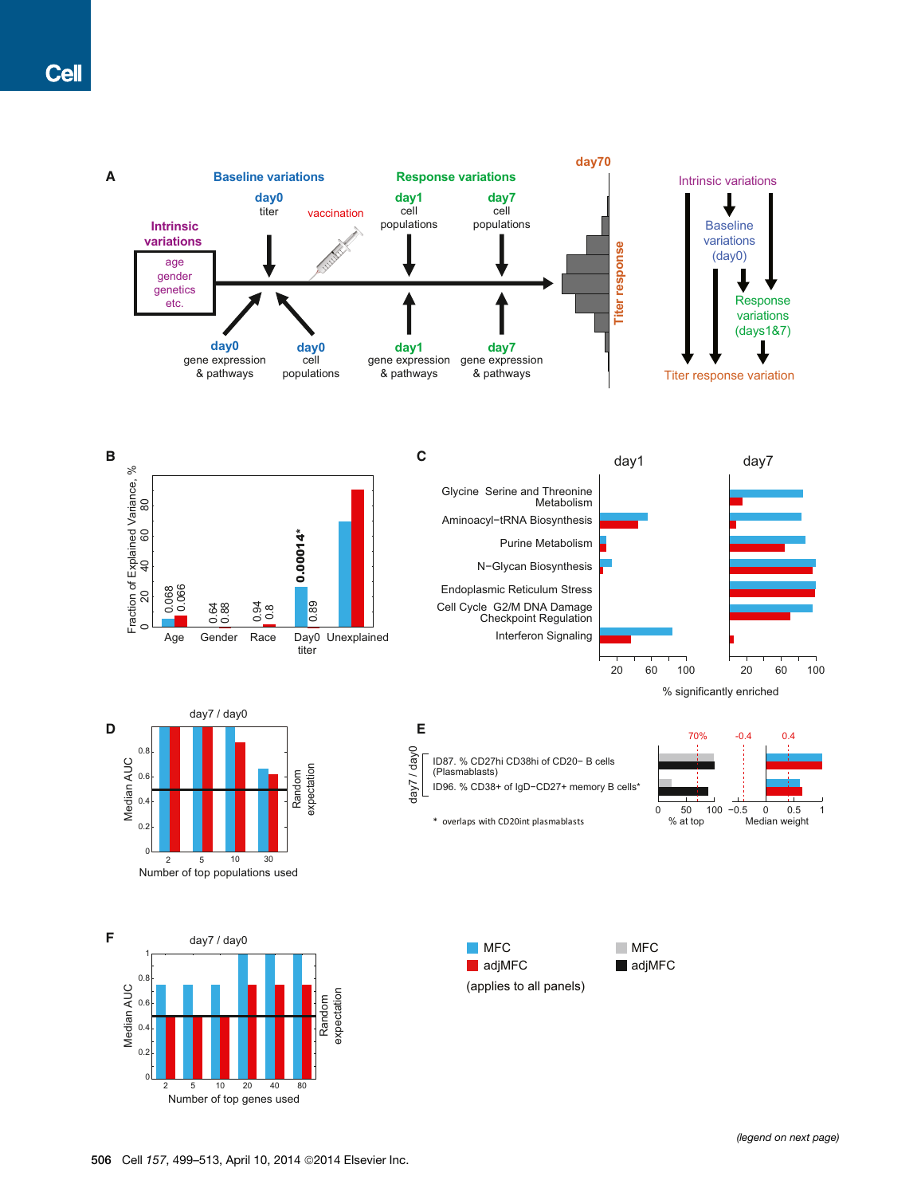**A**

Intrinsic variations: age, gender, genetics, etc.

Baseline variations: day0 titer; day0 gene expression & pathways; day0 cell populations

vaccination

Response variations: day1 cell populations; day7 cell populations; day1 gene expression & pathways; day7 gene expression & pathways

day70 Titer response

Intrinsic variations → Baseline variations (day0) → Response variations (days1&7) → Titer response variation

**B**

Fraction of Explained Variance, %

| | Age | Gender | Race | Day0 titer | Unexplained |
|---|---|---|---|---|---|
| p-values | 0.068, 0.066 | 0.64, 0.88 | 0.94, 0.8 | 0.00014*, 0.89 | |

**C**

day1 | day7

Glycine Serine and Threonine Metabolism

Aminoacyl−tRNA Biosynthesis

Purine Metabolism

N−Glycan Biosynthesis

Endoplasmic Reticulum Stress

Cell Cycle G2/M DNA Damage Checkpoint Regulation

Interferon Signaling

% significantly enriched

**D**

day7 / day0

Median AUC

Random expectation

Number of top populations used (2, 5, 10, 30)

**E**

day7 / day0

ID87. % CD27hi CD38hi of CD20− B cells (Plasmablasts)

ID96. % CD38+ of IgD−CD27+ memory B cells*

\* overlaps with CD20int plasmablasts

70% — % at top

−0.4, 0.4 — Median weight

**F**

day7 / day0

Median AUC

Random expectation

Number of top genes used (2, 5, 10, 20, 40, 80)

MFC / adjMFC (applies to all panels)

MFC / adjMFC

(legend on next page)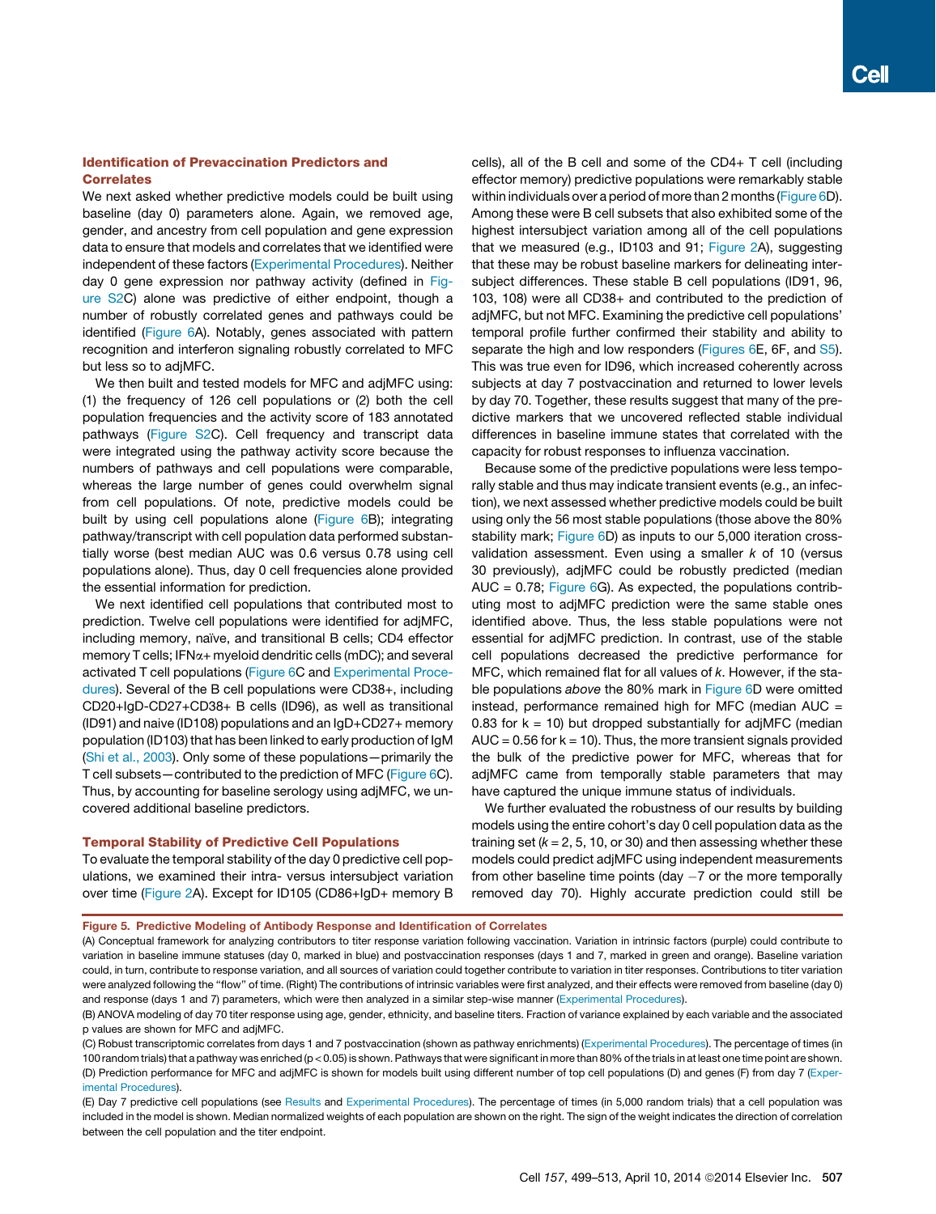### Identification of Prevaccination Predictors and Correlates

We next asked whether predictive models could be built using baseline (day 0) parameters alone. Again, we removed age, gender, and ancestry from cell population and gene expression data to ensure that models and correlates that we identified were independent of these factors (Experimental Procedures). Neither day 0 gene expression nor pathway activity (defined in Figure S2C) alone was predictive of either endpoint, though a number of robustly correlated genes and pathways could be identified (Figure 6A). Notably, genes associated with pattern recognition and interferon signaling robustly correlated to MFC but less so to adjMFC.

We then built and tested models for MFC and adjMFC using: (1) the frequency of 126 cell populations or (2) both the cell population frequencies and the activity score of 183 annotated pathways (Figure S2C). Cell frequency and transcript data were integrated using the pathway activity score because the numbers of pathways and cell populations were comparable, whereas the large number of genes could overwhelm signal from cell populations. Of note, predictive models could be built by using cell populations alone (Figure 6B); integrating pathway/transcript with cell population data performed substantially worse (best median AUC was 0.6 versus 0.78 using cell populations alone). Thus, day 0 cell frequencies alone provided the essential information for prediction.

We next identified cell populations that contributed most to prediction. Twelve cell populations were identified for adjMFC, including memory, naïve, and transitional B cells; CD4 effector memory T cells; IFNα+ myeloid dendritic cells (mDC); and several activated T cell populations (Figure 6C and Experimental Procedures). Several of the B cell populations were CD38+, including CD20+IgD-CD27+CD38+ B cells (ID96), as well as transitional (ID91) and naive (ID108) populations and an IgD+CD27+ memory population (ID103) that has been linked to early production of IgM (Shi et al., 2003). Only some of these populations—primarily the T cell subsets—contributed to the prediction of MFC (Figure 6C). Thus, by accounting for baseline serology using adjMFC, we uncovered additional baseline predictors.

### Temporal Stability of Predictive Cell Populations

To evaluate the temporal stability of the day 0 predictive cell populations, we examined their intra- versus intersubject variation over time (Figure 2A). Except for ID105 (CD86+IgD+ memory B cells), all of the B cell and some of the CD4+ T cell (including effector memory) predictive populations were remarkably stable within individuals over a period of more than 2 months (Figure 6D). Among these were B cell subsets that also exhibited some of the highest intersubject variation among all of the cell populations that we measured (e.g., ID103 and 91; Figure 2A), suggesting that these may be robust baseline markers for delineating intersubject differences. These stable B cell populations (ID91, 96, 103, 108) were all CD38+ and contributed to the prediction of adjMFC, but not MFC. Examining the predictive cell populations' temporal profile further confirmed their stability and ability to separate the high and low responders (Figures 6E, 6F, and S5). This was true even for ID96, which increased coherently across subjects at day 7 postvaccination and returned to lower levels by day 70. Together, these results suggest that many of the predictive markers that we uncovered reflected stable individual differences in baseline immune states that correlated with the capacity for robust responses to influenza vaccination.

Because some of the predictive populations were less temporally stable and thus may indicate transient events (e.g., an infection), we next assessed whether predictive models could be built using only the 56 most stable populations (those above the 80% stability mark; Figure 6D) as inputs to our 5,000 iteration cross-validation assessment. Even using a smaller $k$ of 10 (versus 30 previously), adjMFC could be robustly predicted (median AUC = 0.78; Figure 6G). As expected, the populations contributing most to adjMFC prediction were the same stable ones identified above. Thus, the less stable populations were not essential for adjMFC prediction. In contrast, use of the stable cell populations decreased the predictive performance for MFC, which remained flat for all values of $k$. However, if the stable populations *above* the 80% mark in Figure 6D were omitted instead, performance remained high for MFC (median AUC = 0.83 for k = 10) but dropped substantially for adjMFC (median AUC = 0.56 for k = 10). Thus, the more transient signals provided the bulk of the predictive power for MFC, whereas that for adjMFC came from temporally stable parameters that may have captured the unique immune status of individuals.

We further evaluated the robustness of our results by building models using the entire cohort's day 0 cell population data as the training set ($k$ = 2, 5, 10, or 30) and then assessing whether these models could predict adjMFC using independent measurements from other baseline time points (day −7 or the more temporally removed day 70). Highly accurate prediction could still be

**Figure 5. Predictive Modeling of Antibody Response and Identification of Correlates**

(A) Conceptual framework for analyzing contributors to titer response variation following vaccination. Variation in intrinsic factors (purple) could contribute to variation in baseline immune statuses (day 0, marked in blue) and postvaccination responses (days 1 and 7, marked in green and orange). Baseline variation could, in turn, contribute to response variation, and all sources of variation could together contribute to variation in titer responses. Contributions to titer variation were analyzed following the "flow" of time. (Right) The contributions of intrinsic variables were first analyzed, and their effects were removed from baseline (day 0) and response (days 1 and 7) parameters, which were then analyzed in a similar step-wise manner (Experimental Procedures).

(B) ANOVA modeling of day 70 titer response using age, gender, ethnicity, and baseline titers. Fraction of variance explained by each variable and the associated p values are shown for MFC and adjMFC.

(C) Robust transcriptomic correlates from days 1 and 7 postvaccination (shown as pathway enrichments) (Experimental Procedures). The percentage of times (in 100 random trials) that a pathway was enriched ($p < 0.05$) is shown. Pathways that were significant in more than 80% of the trials in at least one time point are shown.

(D) Prediction performance for MFC and adjMFC is shown for models built using different number of top cell populations (D) and genes (F) from day 7 (Experimental Procedures).

(E) Day 7 predictive cell populations (see Results and Experimental Procedures). The percentage of times (in 5,000 random trials) that a cell population was included in the model is shown. Median normalized weights of each population are shown on the right. The sign of the weight indicates the direction of correlation between the cell population and the titer endpoint.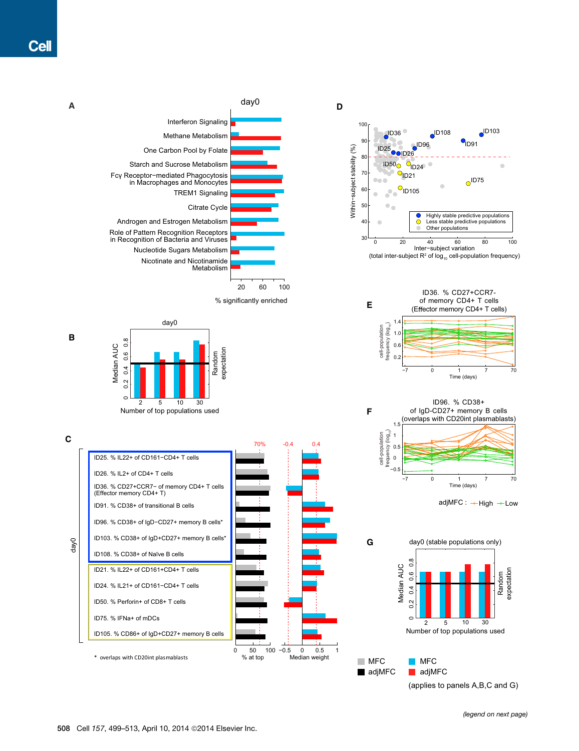**A**

day0

- Interferon Signaling
- Methane Metabolism
- One Carbon Pool by Folate
- Starch and Sucrose Metabolism
- Fcγ Receptor−mediated Phagocytosis in Macrophages and Monocytes
- TREM1 Signaling
- Citrate Cycle
- Androgen and Estrogen Metabolism
- Role of Pattern Recognition Receptors in Recognition of Bacteria and Viruses
- Nucleotide Sugars Metabolism
- Nicotinate and Nicotinamide Metabolism

20 60 100

% significantly enriched

**B**

day0

Median AUC

Random expectation

2 5 10 30

Number of top populations used

**C**

day0

70% -0.4 0.4

- ID25. % IL22+ of CD161−CD4+ T cells
- ID26. % IL2+ of CD4+ T cells
- ID36. % CD27+CCR7− of memory CD4+ T cells (Effector memory CD4+ T)
- ID91. % CD38+ of transitional B cells
- ID96. % CD38+ of IgD−CD27+ memory B cells*
- ID103. % CD38+ of IgD+CD27+ memory B cells*
- ID108. % CD38+ of Naïve B cells
- ID21. % IL22+ of CD161+CD4+ T cells
- ID24. % IL21+ of CD161−CD4+ T cells
- ID50. % Perforin+ of CD8+ T cells
- ID75. % IFNa+ of mDCs
- ID105. % CD86+ of IgD+CD27+ memory B cells

0 50 100 -0.5 0 0.5 1

% at top Median weight

\* overlaps with CD20int plasmablasts

**D**

Within−subject stability (%)

ID36, ID108, ID103, ID25, ID96, ID91, ID26, ID50, ID24, ID21, ID75, ID105

- Highly stable predictive populations
- Less stable predictive populations
- Other populations

Inter−subject variation (total inter-subject $R^2$ of $\log_{10}$ cell-population frequency)

**E**

ID36. % CD27+CCR7- of memory CD4+ T cells (Effector memory CD4+ T cells)

cell-population frequency ($\log_{10}$)

Time (days)

**F**

ID96. % CD38+ of IgD-CD27+ memory B cells (overlaps with CD20int plasmablasts)

cell-population frequency ($\log_{10}$)

Time (days)

adjMFC : High Low

**G**

day0 (stable populations only)

Median AUC

Random expectation

2 5 10 30

Number of top populations used

MFC adjMFC MFC adjMFC

(applies to panels A,B,C and G)

*(legend on next page)*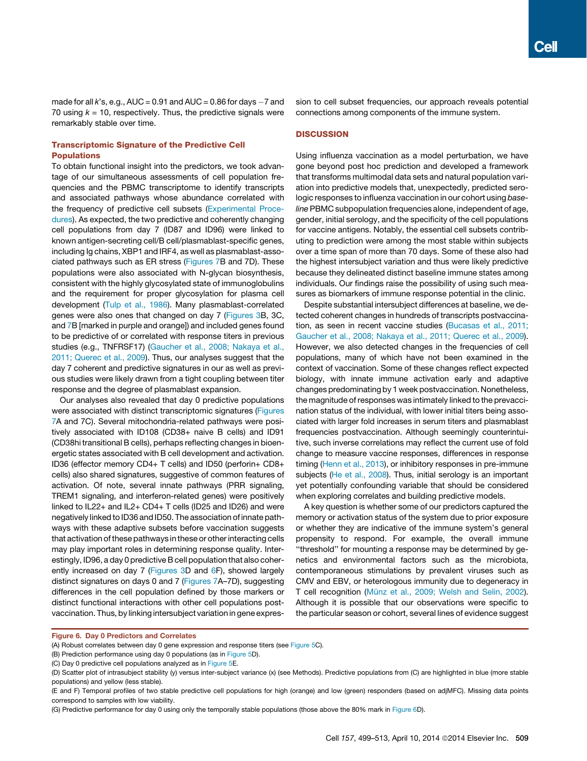made for all $k$'s, e.g., AUC = 0.91 and AUC = 0.86 for days −7 and 70 using $k = 10$, respectively. Thus, the predictive signals were remarkably stable over time.

### Transcriptomic Signature of the Predictive Cell Populations

To obtain functional insight into the predictors, we took advantage of our simultaneous assessments of cell population frequencies and the PBMC transcriptome to identify transcripts and associated pathways whose abundance correlated with the frequency of predictive cell subsets (Experimental Procedures). As expected, the two predictive and coherently changing cell populations from day 7 (ID87 and ID96) were linked to known antigen-secreting cell/B cell/plasmablast-specific genes, including Ig chains, XBP1 and IRF4, as well as plasmablast-associated pathways such as ER stress (Figures 7B and 7D). These populations were also associated with N-glycan biosynthesis, consistent with the highly glycosylated state of immunoglobulins and the requirement for proper glycosylation for plasma cell development (Tulp et al., 1986). Many plasmablast-correlated genes were also ones that changed on day 7 (Figures 3B, 3C, and 7B [marked in purple and orange]) and included genes found to be predictive of or correlated with response titers in previous studies (e.g., TNFRSF17) (Gaucher et al., 2008; Nakaya et al., 2011; Querec et al., 2009). Thus, our analyses suggest that the day 7 coherent and predictive signatures in our as well as previous studies were likely drawn from a tight coupling between titer response and the degree of plasmablast expansion.

Our analyses also revealed that day 0 predictive populations were associated with distinct transcriptomic signatures (Figures 7A and 7C). Several mitochondria-related pathways were positively associated with ID108 (CD38+ naive B cells) and ID91 (CD38hi transitional B cells), perhaps reflecting changes in bioenergetic states associated with B cell development and activation. ID36 (effector memory CD4+ T cells) and ID50 (perforin+ CD8+ cells) also shared signatures, suggestive of common features of activation. Of note, several innate pathways (PRR signaling, TREM1 signaling, and interferon-related genes) were positively linked to IL22+ and IL2+ CD4+ T cells (ID25 and ID26) and were negatively linked to ID36 and ID50. The association of innate pathways with these adaptive subsets before vaccination suggests that activation of these pathways in these or other interacting cells may play important roles in determining response quality. Interestingly, ID96, a day 0 predictive B cell population that also coherently increased on day 7 (Figures 3D and 6F), showed largely distinct signatures on days 0 and 7 (Figures 7A–7D), suggesting differences in the cell population defined by those markers or distinct functional interactions with other cell populations postvaccination. Thus, by linking intersubject variation in gene expression to cell subset frequencies, our approach reveals potential connections among components of the immune system.

## DISCUSSION

Using influenza vaccination as a model perturbation, we have gone beyond post hoc prediction and developed a framework that transforms multimodal data sets and natural population variation into predictive models that, unexpectedly, predicted serologic responses to influenza vaccination in our cohort using *baseline* PBMC subpopulation frequencies alone, independent of age, gender, initial serology, and the specificity of the cell populations for vaccine antigens. Notably, the essential cell subsets contributing to prediction were among the most stable within subjects over a time span of more than 70 days. Some of these also had the highest intersubject variation and thus were likely predictive because they delineated distinct baseline immune states among individuals. Our findings raise the possibility of using such measures as biomarkers of immune response potential in the clinic.

Despite substantial intersubject differences at baseline, we detected coherent changes in hundreds of transcripts postvaccination, as seen in recent vaccine studies (Bucasas et al., 2011; Gaucher et al., 2008; Nakaya et al., 2011; Querec et al., 2009). However, we also detected changes in the frequencies of cell populations, many of which have not been examined in the context of vaccination. Some of these changes reflect expected biology, with innate immune activation early and adaptive changes predominating by 1 week postvaccination. Nonetheless, the magnitude of responses was intimately linked to the prevaccination status of the individual, with lower initial titers being associated with larger fold increases in serum titers and plasmablast frequencies postvaccination. Although seemingly counterintuitive, such inverse correlations may reflect the current use of fold change to measure vaccine responses, differences in response timing (Henn et al., 2013), or inhibitory responses in pre-immune subjects (He et al., 2008). Thus, initial serology is an important yet potentially confounding variable that should be considered when exploring correlates and building predictive models.

A key question is whether some of our predictors captured the memory or activation status of the system due to prior exposure or whether they are indicative of the immune system's general propensity to respond. For example, the overall immune "threshold" for mounting a response may be determined by genetics and environmental factors such as the microbiota, contemporaneous stimulations by prevalent viruses such as CMV and EBV, or heterologous immunity due to degeneracy in T cell recognition (Münz et al., 2009; Welsh and Selin, 2002). Although it is possible that our observations were specific to the particular season or cohort, several lines of evidence suggest

**Figure 6. Day 0 Predictors and Correlates**

(A) Robust correlates between day 0 gene expression and response titers (see Figure 5C).

(B) Prediction performance using day 0 populations (as in Figure 5D).

(C) Day 0 predictive cell populations analyzed as in Figure 5E.

(D) Scatter plot of intrasubject stability (y) versus inter-subject variance (x) (see Methods). Predictive populations from (C) are highlighted in blue (more stable populations) and yellow (less stable).

(E and F) Temporal profiles of two stable predictive cell populations for high (orange) and low (green) responders (based on adjMFC). Missing data points correspond to samples with low viability.

(G) Predictive performance for day 0 using only the temporally stable populations (those above the 80% mark in Figure 6D).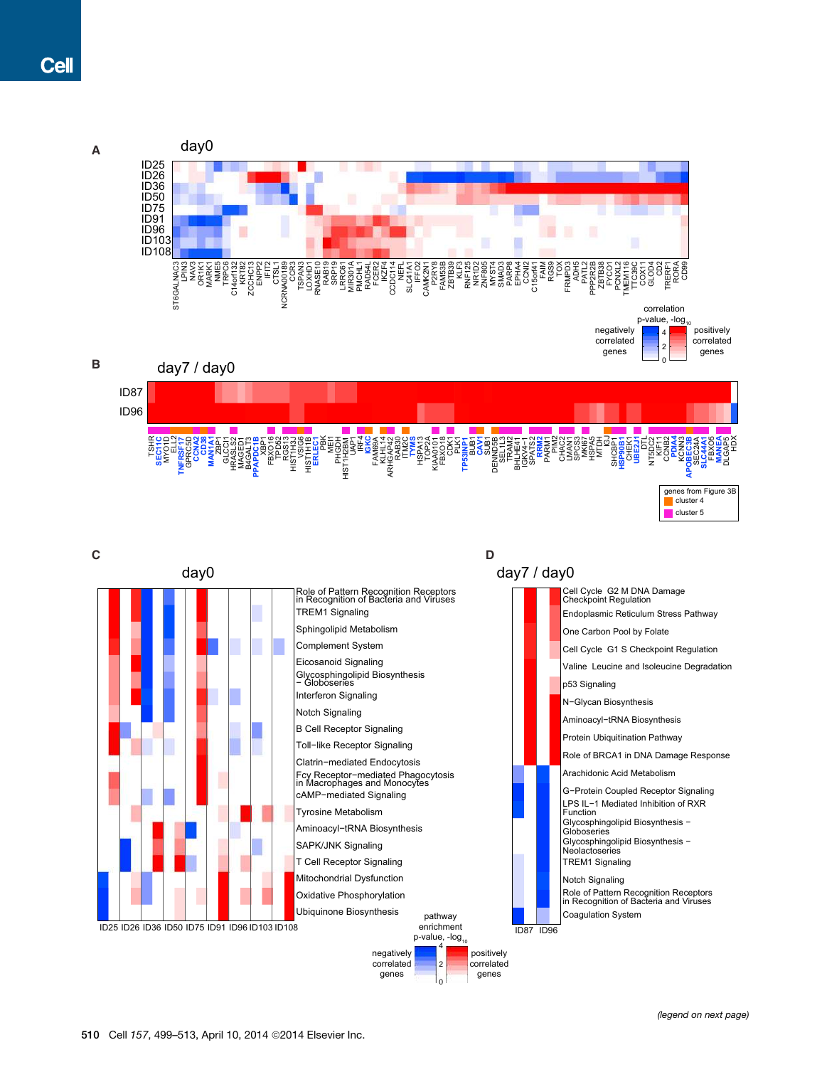**A** day0

ID25
ID26
ID36
ID50
ID75
ID91
ID96
ID103
ID108

ST6GALNAC3, LPIN3, NAV3, OR1K1, MARK1, NME5, TRPC6, C14orf132, KRT82, ZCCHC13, ENPP2, IFIT2, CTSL1, NCRNA00189, CCR3, TSPAN3, LOXHD1, RNASE10, RAB19, SRP19, LRRC61, MIR301A, PMCHL1, RAD54L, FCER2, IKZF4, CCDC114, NEFL, SLC41A1, IFFO2, CAMK2N1, P2RY8, FAM53B, ZBTB39, KLF3, RNF125, NR1D2, ZNF805, MYST4, SMAD3, PARP8, EPHX4, CCNI2, C15orf41, FAIM, RGS9, TOX, FRMPD3, ADH5, PATL2, PPP2R2B, ZBTB38, FYCO1, PCNXL2, TMEM116, TTC39C, COX11, GLOD4, CD2, TRERF1, RORA, CD99

correlation p-value, $-\log_{10}$: negatively correlated genes / positively correlated genes (0, 2, 4)

**B** day7 / day0

ID87
ID96

TSHR, SEC11C, MYO1D, ELL2, TNFRSF17, GPR125, CCNA2, CD38, MAN1A1, ZBP1, GLCCI1, HRASLS2, MAGED1, B4GALT3, PPAPDC1B, XBP1, FBXO16, TP53, RGS13, HIST1H3J, VSIG6, HIST1H1B, ERLEC1, PBK, MEI1, PHGDH, HIST1H2BM, UAP1, IRF4, IGKC, FAM69A, KLHL14, ARHGAP42, RAB30, ITM2C, TYMS, HSPA13, TOP2A, KIAA0101, FBXO18, CDK1, PLK1, TP53INP1, BUB1, CAV1, SUB1, DENND5B, SEL1L3, TRAM2, BHLHE41, IGKV4-1, SPATS2, RRM2, PARM1, PIM2, CHAC2, LMAN1, SPCS3, MKI67, HSPA5, MTDH, IGJ, SHCBP1, HSP90B1, CHEK1, UBE2J1, DTL, NT5DC2, KIF11, CCNB2, PDIA4, KCNN3, APOBEC3B, SEC24A, SLC44A1, FBXO5, MANEA, DLGAP5, HDX

genes from Figure 3B: cluster 4, cluster 5

**C** day0

Role of Pattern Recognition Receptors in Recognition of Bacteria and Viruses
TREM1 Signaling
Sphingolipid Metabolism
Complement System
Eicosanoid Signaling
Glycosphingolipid Biosynthesis − Globoseries
Interferon Signaling
Notch Signaling
B Cell Receptor Signaling
Toll−like Receptor Signaling
Clatrin−mediated Endocytosis
Fcγ Receptor−mediated Phagocytosis in Macrophages and Monocytes
cAMP−mediated Signaling
Tyrosine Metabolism
Aminoacyl−tRNA Biosynthesis
SAPK/JNK Signaling
T Cell Receptor Signaling
Mitochondrial Dysfunction
Oxidative Phosphorylation
Ubiquinone Biosynthesis

ID25 ID26 ID36 ID50 ID75 ID91 ID96 ID103 ID108

**D** day7 / day0

Cell Cycle G2 M DNA Damage Checkpoint Regulation
Endoplasmic Reticulum Stress Pathway
One Carbon Pool by Folate
Cell Cycle G1 S Checkpoint Regulation
Valine Leucine and Isoleucine Degradation
p53 Signaling
N−Glycan Biosynthesis
Aminoacyl−tRNA Biosynthesis
Protein Ubiquitination Pathway
Role of BRCA1 in DNA Damage Response
Arachidonic Acid Metabolism
G−Protein Coupled Receptor Signaling
LPS IL−1 Mediated Inhibition of RXR Function
Glycosphingolipid Biosynthesis − Globoseries
Glycosphingolipid Biosynthesis − Neolactoseries
TREM1 Signaling
Notch Signaling
Role of Pattern Recognition Receptors in Recognition of Bacteria and Viruses
Coagulation System

ID87 ID96

pathway enrichment p-value, $-\log_{10}$: negatively correlated genes / positively correlated genes (0, 2, 4)

*(legend on next page)*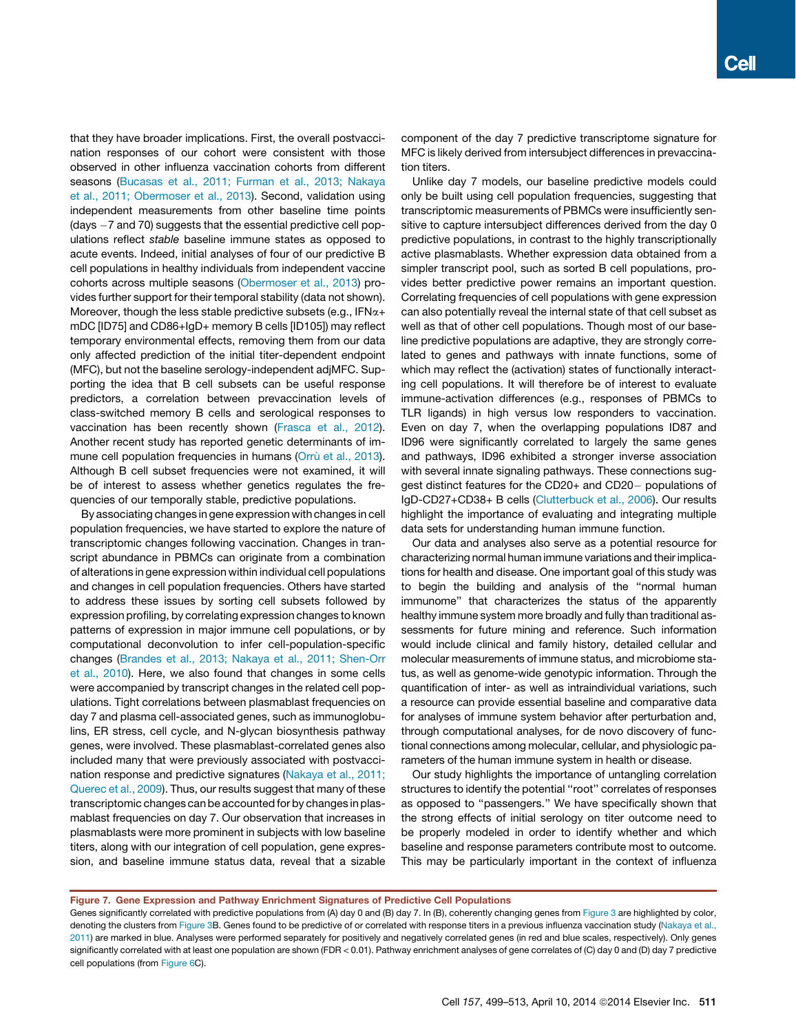that they have broader implications. First, the overall postvaccination responses of our cohort were consistent with those observed in other influenza vaccination cohorts from different seasons (Bucasas et al., 2011; Furman et al., 2013; Nakaya et al., 2011; Obermoser et al., 2013). Second, validation using independent measurements from other baseline time points (days −7 and 70) suggests that the essential predictive cell populations reflect *stable* baseline immune states as opposed to acute events. Indeed, initial analyses of four of our predictive B cell populations in healthy individuals from independent vaccine cohorts across multiple seasons (Obermoser et al., 2013) provides further support for their temporal stability (data not shown). Moreover, though the less stable predictive subsets (e.g., IFNα+ mDC [ID75] and CD86+IgD+ memory B cells [ID105]) may reflect temporary environmental effects, removing them from our data only affected prediction of the initial titer-dependent endpoint (MFC), but not the baseline serology-independent adjMFC. Supporting the idea that B cell subsets can be useful response predictors, a correlation between prevaccination levels of class-switched memory B cells and serological responses to vaccination has been recently shown (Frasca et al., 2012). Another recent study has reported genetic determinants of immune cell population frequencies in humans (Orrù et al., 2013). Although B cell subset frequencies were not examined, it will be of interest to assess whether genetics regulates the frequencies of our temporally stable, predictive populations.

By associating changes in gene expression with changes in cell population frequencies, we have started to explore the nature of transcriptomic changes following vaccination. Changes in transcript abundance in PBMCs can originate from a combination of alterations in gene expression within individual cell populations and changes in cell population frequencies. Others have started to address these issues by sorting cell subsets followed by expression profiling, by correlating expression changes to known patterns of expression in major immune cell populations, or by computational deconvolution to infer cell-population-specific changes (Brandes et al., 2013; Nakaya et al., 2011; Shen-Orr et al., 2010). Here, we also found that changes in some cells were accompanied by transcript changes in the related cell populations. Tight correlations between plasmablast frequencies on day 7 and plasma cell-associated genes, such as immunoglobulins, ER stress, cell cycle, and N-glycan biosynthesis pathway genes, were involved. These plasmablast-correlated genes also included many that were previously associated with postvaccination response and predictive signatures (Nakaya et al., 2011; Querec et al., 2009). Thus, our results suggest that many of these transcriptomic changes can be accounted for by changes in plasmablast frequencies on day 7. Our observation that increases in plasmablasts were more prominent in subjects with low baseline titers, along with our integration of cell population, gene expression, and baseline immune status data, reveal that a sizable component of the day 7 predictive transcriptome signature for MFC is likely derived from intersubject differences in prevaccination titers.

Unlike day 7 models, our baseline predictive models could only be built using cell population frequencies, suggesting that transcriptomic measurements of PBMCs were insufficiently sensitive to capture intersubject differences derived from the day 0 predictive populations, in contrast to the highly transcriptionally active plasmablasts. Whether expression data obtained from a simpler transcript pool, such as sorted B cell populations, provides better predictive power remains an important question. Correlating frequencies of cell populations with gene expression can also potentially reveal the internal state of that cell subset as well as that of other cell populations. Though most of our baseline predictive populations are adaptive, they are strongly correlated to genes and pathways with innate functions, some of which may reflect the (activation) states of functionally interacting cell populations. It will therefore be of interest to evaluate immune-activation differences (e.g., responses of PBMCs to TLR ligands) in high versus low responders to vaccination. Even on day 7, when the overlapping populations ID87 and ID96 were significantly correlated to largely the same genes and pathways, ID96 exhibited a stronger inverse association with several innate signaling pathways. These connections suggest distinct features for the CD20+ and CD20− populations of IgD-CD27+CD38+ B cells (Clutterbuck et al., 2006). Our results highlight the importance of evaluating and integrating multiple data sets for understanding human immune function.

Our data and analyses also serve as a potential resource for characterizing normal human immune variations and their implications for health and disease. One important goal of this study was to begin the building and analysis of the "normal human immunome" that characterizes the status of the apparently healthy immune system more broadly and fully than traditional assessments for future mining and reference. Such information would include clinical and family history, detailed cellular and molecular measurements of immune status, and microbiome status, as well as genome-wide genotypic information. Through the quantification of inter- as well as intraindividual variations, such a resource can provide essential baseline and comparative data for analyses of immune system behavior after perturbation and, through computational analyses, for de novo discovery of functional connections among molecular, cellular, and physiologic parameters of the human immune system in health or disease.

Our study highlights the importance of untangling correlation structures to identify the potential "root" correlates of responses as opposed to "passengers." We have specifically shown that the strong effects of initial serology on titer outcome need to be properly modeled in order to identify whether and which baseline and response parameters contribute most to outcome. This may be particularly important in the context of influenza

**Figure 7. Gene Expression and Pathway Enrichment Signatures of Predictive Cell Populations**

Genes significantly correlated with predictive populations from (A) day 0 and (B) day 7. In (B), coherently changing genes from Figure 3 are highlighted by color, denoting the clusters from Figure 3B. Genes found to be predictive of or correlated with response titers in a previous influenza vaccination study (Nakaya et al., 2011) are marked in blue. Analyses were performed separately for positively and negatively correlated genes (in red and blue scales, respectively). Only genes significantly correlated with at least one population are shown (FDR < 0.01). Pathway enrichment analyses of gene correlates of (C) day 0 and (D) day 7 predictive cell populations (from Figure 6C).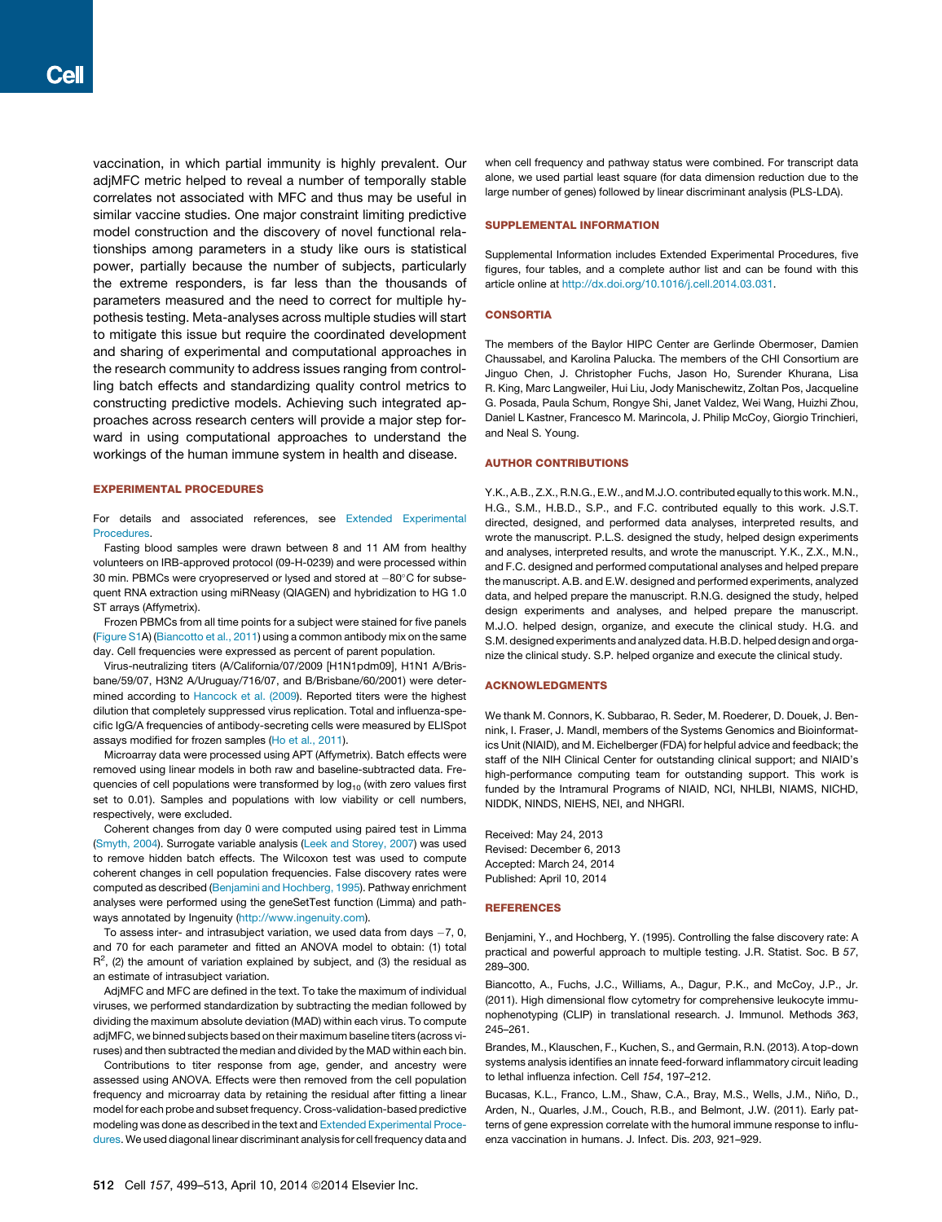vaccination, in which partial immunity is highly prevalent. Our adjMFC metric helped to reveal a number of temporally stable correlates not associated with MFC and thus may be useful in similar vaccine studies. One major constraint limiting predictive model construction and the discovery of novel functional relationships among parameters in a study like ours is statistical power, partially because the number of subjects, particularly the extreme responders, is far less than the thousands of parameters measured and the need to correct for multiple hypothesis testing. Meta-analyses across multiple studies will start to mitigate this issue but require the coordinated development and sharing of experimental and computational approaches in the research community to address issues ranging from controlling batch effects and standardizing quality control metrics to constructing predictive models. Achieving such integrated approaches across research centers will provide a major step forward in using computational approaches to understand the workings of the human immune system in health and disease.

## EXPERIMENTAL PROCEDURES

For details and associated references, see Extended Experimental Procedures.

Fasting blood samples were drawn between 8 and 11 AM from healthy volunteers on IRB-approved protocol (09-H-0239) and were processed within 30 min. PBMCs were cryopreserved or lysed and stored at −80°C for subsequent RNA extraction using miRNeasy (QIAGEN) and hybridization to HG 1.0 ST arrays (Affymetrix).

Frozen PBMCs from all time points for a subject were stained for five panels (Figure S1A) (Biancotto et al., 2011) using a common antibody mix on the same day. Cell frequencies were expressed as percent of parent population.

Virus-neutralizing titers (A/California/07/2009 [H1N1pdm09], H1N1 A/Brisbane/59/07, H3N2 A/Uruguay/716/07, and B/Brisbane/60/2001) were determined according to Hancock et al. (2009). Reported titers were the highest dilution that completely suppressed virus replication. Total and influenza-specific IgG/A frequencies of antibody-secreting cells were measured by ELISpot assays modified for frozen samples (Ho et al., 2011).

Microarray data were processed using APT (Affymetrix). Batch effects were removed using linear models in both raw and baseline-subtracted data. Frequencies of cell populations were transformed by $\log_{10}$ (with zero values first set to 0.01). Samples and populations with low viability or cell numbers, respectively, were excluded.

Coherent changes from day 0 were computed using paired test in Limma (Smyth, 2004). Surrogate variable analysis (Leek and Storey, 2007) was used to remove hidden batch effects. The Wilcoxon test was used to compute coherent changes in cell population frequencies. False discovery rates were computed as described (Benjamini and Hochberg, 1995). Pathway enrichment analyses were performed using the geneSetTest function (Limma) and pathways annotated by Ingenuity (http://www.ingenuity.com).

To assess inter- and intrasubject variation, we used data from days −7, 0, and 70 for each parameter and fitted an ANOVA model to obtain: (1) total $R^2$, (2) the amount of variation explained by subject, and (3) the residual as an estimate of intrasubject variation.

AdjMFC and MFC are defined in the text. To take the maximum of individual viruses, we performed standardization by subtracting the median followed by dividing the maximum absolute deviation (MAD) within each virus. To compute adjMFC, we binned subjects based on their maximum baseline titers (across viruses) and then subtracted the median and divided by the MAD within each bin.

Contributions to titer response from age, gender, and ancestry were assessed using ANOVA. Effects were then removed from the cell population frequency and microarray data by retaining the residual after fitting a linear model for each probe and subset frequency. Cross-validation-based predictive modeling was done as described in the text and Extended Experimental Procedures. We used diagonal linear discriminant analysis for cell frequency data and when cell frequency and pathway status were combined. For transcript data alone, we used partial least square (for data dimension reduction due to the large number of genes) followed by linear discriminant analysis (PLS-LDA).

## SUPPLEMENTAL INFORMATION

Supplemental Information includes Extended Experimental Procedures, five figures, four tables, and a complete author list and can be found with this article online at http://dx.doi.org/10.1016/j.cell.2014.03.031.

## CONSORTIA

The members of the Baylor HIPC Center are Gerlinde Obermoser, Damien Chaussabel, and Karolina Palucka. The members of the CHI Consortium are Jinguo Chen, J. Christopher Fuchs, Jason Ho, Surender Khurana, Lisa R. King, Marc Langweiler, Hui Liu, Jody Manischewitz, Zoltan Pos, Jacqueline G. Posada, Paula Schum, Rongye Shi, Janet Valdez, Wei Wang, Huizhi Zhou, Daniel L Kastner, Francesco M. Marincola, J. Philip McCoy, Giorgio Trinchieri, and Neal S. Young.

## AUTHOR CONTRIBUTIONS

Y.K., A.B., Z.X., R.N.G., E.W., and M.J.O. contributed equally to this work. M.N., H.G., S.M., H.B.D., S.P., and F.C. contributed equally to this work. J.S.T. directed, designed, and performed data analyses, interpreted results, and wrote the manuscript. P.L.S. designed the study, helped design experiments and analyses, interpreted results, and wrote the manuscript. Y.K., Z.X., M.N., and F.C. designed and performed computational analyses and helped prepare the manuscript. A.B. and E.W. designed and performed experiments, analyzed data, and helped prepare the manuscript. R.N.G. designed the study, helped design experiments and analyses, and helped prepare the manuscript. M.J.O. helped design, organize, and execute the clinical study. H.G. and S.M. designed experiments and analyzed data. H.B.D. helped design and organize the clinical study. S.P. helped organize and execute the clinical study.

## ACKNOWLEDGMENTS

We thank M. Connors, K. Subbarao, R. Seder, M. Roederer, D. Douek, J. Bennink, I. Fraser, J. Mandl, members of the Systems Genomics and Bioinformatics Unit (NIAID), and M. Eichelberger (FDA) for helpful advice and feedback; the staff of the NIH Clinical Center for outstanding clinical support; and NIAID's high-performance computing team for outstanding support. This work is funded by the Intramural Programs of NIAID, NCI, NHLBI, NIAMS, NICHD, NIDDK, NINDS, NIEHS, NEI, and NHGRI.

Received: May 24, 2013
Revised: December 6, 2013
Accepted: March 24, 2014
Published: April 10, 2014

## REFERENCES

Benjamini, Y., and Hochberg, Y. (1995). Controlling the false discovery rate: A practical and powerful approach to multiple testing. J.R. Statist. Soc. B *57*, 289–300.

Biancotto, A., Fuchs, J.C., Williams, A., Dagur, P.K., and McCoy, J.P., Jr. (2011). High dimensional flow cytometry for comprehensive leukocyte immunophenotyping (CLIP) in translational research. J. Immunol. Methods *363*, 245–261.

Brandes, M., Klauschen, F., Kuchen, S., and Germain, R.N. (2013). A top-down systems analysis identifies an innate feed-forward inflammatory circuit leading to lethal influenza infection. Cell *154*, 197–212.

Bucasas, K.L., Franco, L.M., Shaw, C.A., Bray, M.S., Wells, J.M., Niño, D., Arden, N., Quarles, J.M., Couch, R.B., and Belmont, J.W. (2011). Early patterns of gene expression correlate with the humoral immune response to influenza vaccination in humans. J. Infect. Dis. *203*, 921–929.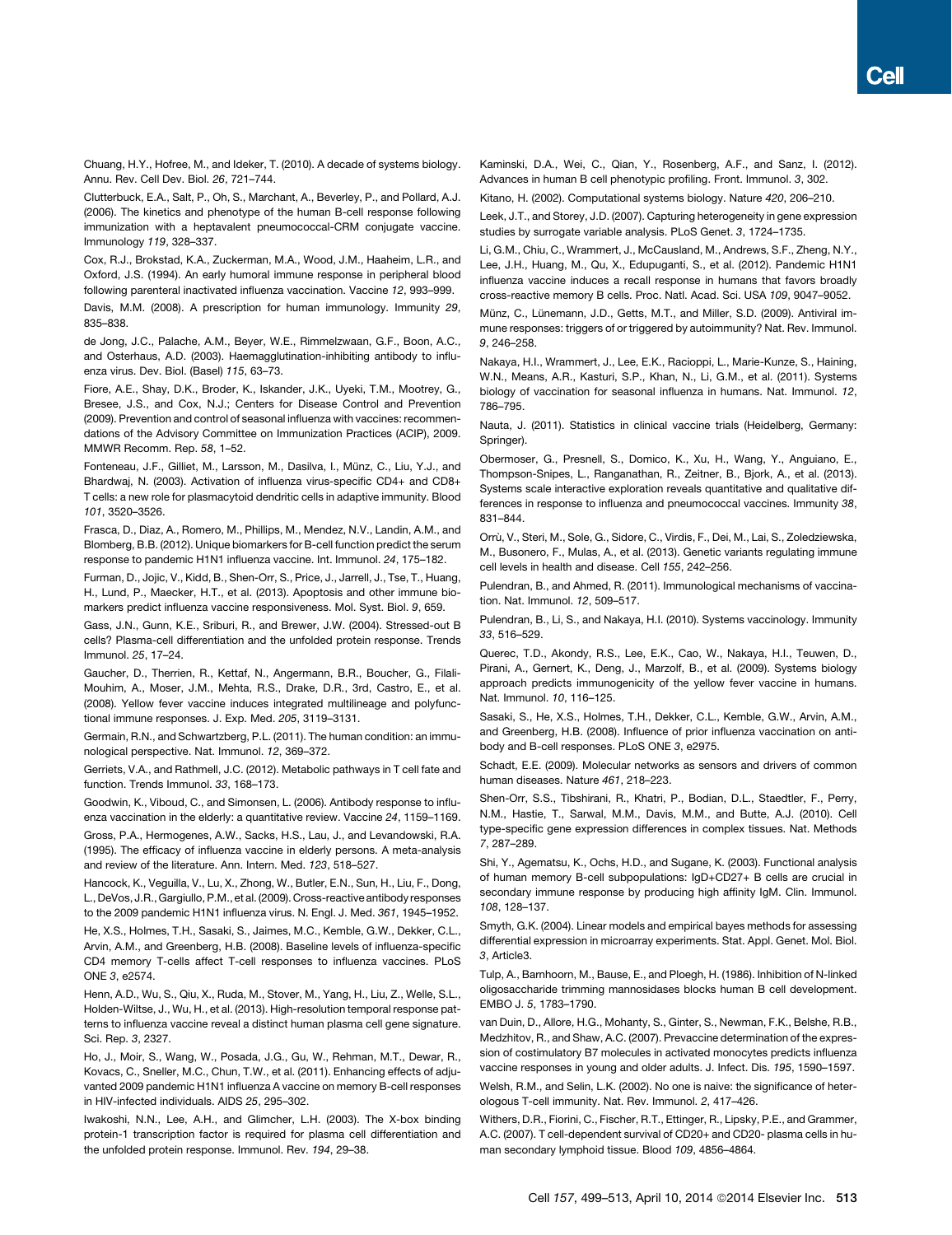Chuang, H.Y., Hofree, M., and Ideker, T. (2010). A decade of systems biology. Annu. Rev. Cell Dev. Biol. *26*, 721–744.

Clutterbuck, E.A., Salt, P., Oh, S., Marchant, A., Beverley, P., and Pollard, A.J. (2006). The kinetics and phenotype of the human B-cell response following immunization with a heptavalent pneumococcal-CRM conjugate vaccine. Immunology *119*, 328–337.

Cox, R.J., Brokstad, K.A., Zuckerman, M.A., Wood, J.M., Haaheim, L.R., and Oxford, J.S. (1994). An early humoral immune response in peripheral blood following parenteral inactivated influenza vaccination. Vaccine *12*, 993–999.

Davis, M.M. (2008). A prescription for human immunology. Immunity *29*, 835–838.

de Jong, J.C., Palache, A.M., Beyer, W.E., Rimmelzwaan, G.F., Boon, A.C., and Osterhaus, A.D. (2003). Haemagglutination-inhibiting antibody to influenza virus. Dev. Biol. (Basel) *115*, 63–73.

Fiore, A.E., Shay, D.K., Broder, K., Iskander, J.K., Uyeki, T.M., Mootrey, G., Bresee, J.S., and Cox, N.J.; Centers for Disease Control and Prevention (2009). Prevention and control of seasonal influenza with vaccines: recommendations of the Advisory Committee on Immunization Practices (ACIP), 2009. MMWR Recomm. Rep. *58*, 1–52.

Fonteneau, J.F., Gilliet, M., Larsson, M., Dasilva, I., Münz, C., Liu, Y.J., and Bhardwaj, N. (2003). Activation of influenza virus-specific CD4+ and CD8+ T cells: a new role for plasmacytoid dendritic cells in adaptive immunity. Blood *101*, 3520–3526.

Frasca, D., Diaz, A., Romero, M., Phillips, M., Mendez, N.V., Landin, A.M., and Blomberg, B.B. (2012). Unique biomarkers for B-cell function predict the serum response to pandemic H1N1 influenza vaccine. Int. Immunol. *24*, 175–182.

Furman, D., Jojic, V., Kidd, B., Shen-Orr, S., Price, J., Jarrell, J., Tse, T., Huang, H., Lund, P., Maecker, H.T., et al. (2013). Apoptosis and other immune biomarkers predict influenza vaccine responsiveness. Mol. Syst. Biol. *9*, 659.

Gass, J.N., Gunn, K.E., Sriburi, R., and Brewer, J.W. (2004). Stressed-out B cells? Plasma-cell differentiation and the unfolded protein response. Trends Immunol. *25*, 17–24.

Gaucher, D., Therrien, R., Kettaf, N., Angermann, B.R., Boucher, G., Filali-Mouhim, A., Moser, J.M., Mehta, R.S., Drake, D.R., 3rd, Castro, E., et al. (2008). Yellow fever vaccine induces integrated multilineage and polyfunctional immune responses. J. Exp. Med. *205*, 3119–3131.

Germain, R.N., and Schwartzberg, P.L. (2011). The human condition: an immunological perspective. Nat. Immunol. *12*, 369–372.

Gerriets, V.A., and Rathmell, J.C. (2012). Metabolic pathways in T cell fate and function. Trends Immunol. *33*, 168–173.

Goodwin, K., Viboud, C., and Simonsen, L. (2006). Antibody response to influenza vaccination in the elderly: a quantitative review. Vaccine *24*, 1159–1169.

Gross, P.A., Hermogenes, A.W., Sacks, H.S., Lau, J., and Levandowski, R.A. (1995). The efficacy of influenza vaccine in elderly persons. A meta-analysis and review of the literature. Ann. Intern. Med. *123*, 518–527.

Hancock, K., Veguilla, V., Lu, X., Zhong, W., Butler, E.N., Sun, H., Liu, F., Dong, L., DeVos, J.R., Gargiullo, P.M., et al. (2009). Cross-reactive antibody responses to the 2009 pandemic H1N1 influenza virus. N. Engl. J. Med. *361*, 1945–1952.

He, X.S., Holmes, T.H., Sasaki, S., Jaimes, M.C., Kemble, G.W., Dekker, C.L., Arvin, A.M., and Greenberg, H.B. (2008). Baseline levels of influenza-specific CD4 memory T-cells affect T-cell responses to influenza vaccines. PLoS ONE *3*, e2574.

Henn, A.D., Wu, S., Qiu, X., Ruda, M., Stover, M., Yang, H., Liu, Z., Welle, S.L., Holden-Wiltse, J., Wu, H., et al. (2013). High-resolution temporal response patterns to influenza vaccine reveal a distinct human plasma cell gene signature. Sci. Rep. *3*, 2327.

Ho, J., Moir, S., Wang, W., Posada, J.G., Gu, W., Rehman, M.T., Dewar, R., Kovacs, C., Sneller, M.C., Chun, T.W., et al. (2011). Enhancing effects of adjuvanted 2009 pandemic H1N1 influenza A vaccine on memory B-cell responses in HIV-infected individuals. AIDS *25*, 295–302.

Iwakoshi, N.N., Lee, A.H., and Glimcher, L.H. (2003). The X-box binding protein-1 transcription factor is required for plasma cell differentiation and the unfolded protein response. Immunol. Rev. *194*, 29–38.

Kaminski, D.A., Wei, C., Qian, Y., Rosenberg, A.F., and Sanz, I. (2012). Advances in human B cell phenotypic profiling. Front. Immunol. *3*, 302.

Kitano, H. (2002). Computational systems biology. Nature *420*, 206–210.

Leek, J.T., and Storey, J.D. (2007). Capturing heterogeneity in gene expression studies by surrogate variable analysis. PLoS Genet. *3*, 1724–1735.

Li, G.M., Chiu, C., Wrammert, J., McCausland, M., Andrews, S.F., Zheng, N.Y., Lee, J.H., Huang, M., Qu, X., Edupuganti, S., et al. (2012). Pandemic H1N1 influenza vaccine induces a recall response in humans that favors broadly cross-reactive memory B cells. Proc. Natl. Acad. Sci. USA *109*, 9047–9052.

Münz, C., Lünemann, J.D., Getts, M.T., and Miller, S.D. (2009). Antiviral immune responses: triggers of or triggered by autoimmunity? Nat. Rev. Immunol. *9*, 246–258.

Nakaya, H.I., Wrammert, J., Lee, E.K., Racioppi, L., Marie-Kunze, S., Haining, W.N., Means, A.R., Kasturi, S.P., Khan, N., Li, G.M., et al. (2011). Systems biology of vaccination for seasonal influenza in humans. Nat. Immunol. *12*, 786–795.

Nauta, J. (2011). Statistics in clinical vaccine trials (Heidelberg, Germany: Springer).

Obermoser, G., Presnell, S., Domico, K., Xu, H., Wang, Y., Anguiano, E., Thompson-Snipes, L., Ranganathan, R., Zeitner, B., Bjork, A., et al. (2013). Systems scale interactive exploration reveals quantitative and qualitative differences in response to influenza and pneumococcal vaccines. Immunity *38*, 831–844.

Orrù, V., Steri, M., Sole, G., Sidore, C., Virdis, F., Dei, M., Lai, S., Zoledziewska, M., Busonero, F., Mulas, A., et al. (2013). Genetic variants regulating immune cell levels in health and disease. Cell *155*, 242–256.

Pulendran, B., and Ahmed, R. (2011). Immunological mechanisms of vaccination. Nat. Immunol. *12*, 509–517.

Pulendran, B., Li, S., and Nakaya, H.I. (2010). Systems vaccinology. Immunity *33*, 516–529.

Querec, T.D., Akondy, R.S., Lee, E.K., Cao, W., Nakaya, H.I., Teuwen, D., Pirani, A., Gernert, K., Deng, J., Marzolf, B., et al. (2009). Systems biology approach predicts immunogenicity of the yellow fever vaccine in humans. Nat. Immunol. *10*, 116–125.

Sasaki, S., He, X.S., Holmes, T.H., Dekker, C.L., Kemble, G.W., Arvin, A.M., and Greenberg, H.B. (2008). Influence of prior influenza vaccination on antibody and B-cell responses. PLoS ONE *3*, e2975.

Schadt, E.E. (2009). Molecular networks as sensors and drivers of common human diseases. Nature *461*, 218–223.

Shen-Orr, S.S., Tibshirani, R., Khatri, P., Bodian, D.L., Staedtler, F., Perry, N.M., Hastie, T., Sarwal, M.M., Davis, M.M., and Butte, A.J. (2010). Cell type-specific gene expression differences in complex tissues. Nat. Methods *7*, 287–289.

Shi, Y., Agematsu, K., Ochs, H.D., and Sugane, K. (2003). Functional analysis of human memory B-cell subpopulations: IgD+CD27+ B cells are crucial in secondary immune response by producing high affinity IgM. Clin. Immunol. *108*, 128–137.

Smyth, G.K. (2004). Linear models and empirical bayes methods for assessing differential expression in microarray experiments. Stat. Appl. Genet. Mol. Biol. *3*, Article3.

Tulp, A., Barnhoorn, M., Bause, E., and Ploegh, H. (1986). Inhibition of N-linked oligosaccharide trimming mannosidases blocks human B cell development. EMBO J. *5*, 1783–1790.

van Duin, D., Allore, H.G., Mohanty, S., Ginter, S., Newman, F.K., Belshe, R.B., Medzhitov, R., and Shaw, A.C. (2007). Prevaccine determination of the expression of costimulatory B7 molecules in activated monocytes predicts influenza vaccine responses in young and older adults. J. Infect. Dis. *195*, 1590–1597.

Welsh, R.M., and Selin, L.K. (2002). No one is naive: the significance of heterologous T-cell immunity. Nat. Rev. Immunol. *2*, 417–426.

Withers, D.R., Fiorini, C., Fischer, R.T., Ettinger, R., Lipsky, P.E., and Grammer, A.C. (2007). T cell-dependent survival of CD20+ and CD20- plasma cells in human secondary lymphoid tissue. Blood *109*, 4856–4864.